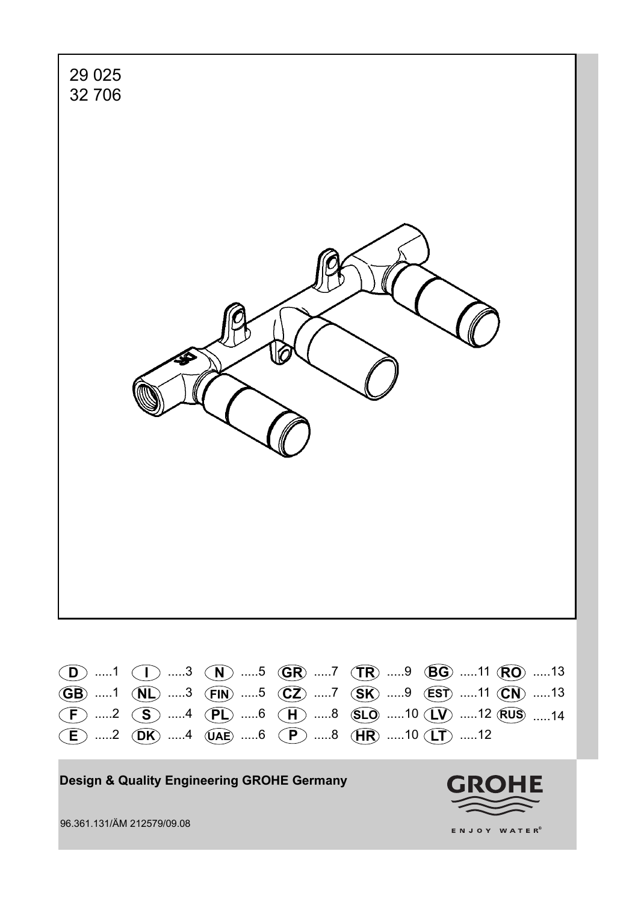29 025
32 706

| | | | | | | | | | | | | | |
|---|---|---|---|---|---|---|---|---|---|---|---|---|---|
| D | .....1 | I | .....3 | N | .....5 | GR | .....7 | TR | .....9 | BG | .....11 | RO | .....13 |
| GB | .....1 | NL | .....3 | FIN | .....5 | CZ | .....7 | SK | .....9 | EST | .....11 | CN | .....13 |
| F | .....2 | S | .....4 | PL | .....6 | H | .....8 | SLO | .....10 | LV | .....12 | RUS | .....14 |
| E | .....2 | DK | .....4 | UAE | .....6 | P | .....8 | HR | .....10 | LT | .....12 | | |

**Design & Quality Engineering GROHE Germany**

96.361.131/ÄM 212579/09.08

GROHE

ENJOY WATER®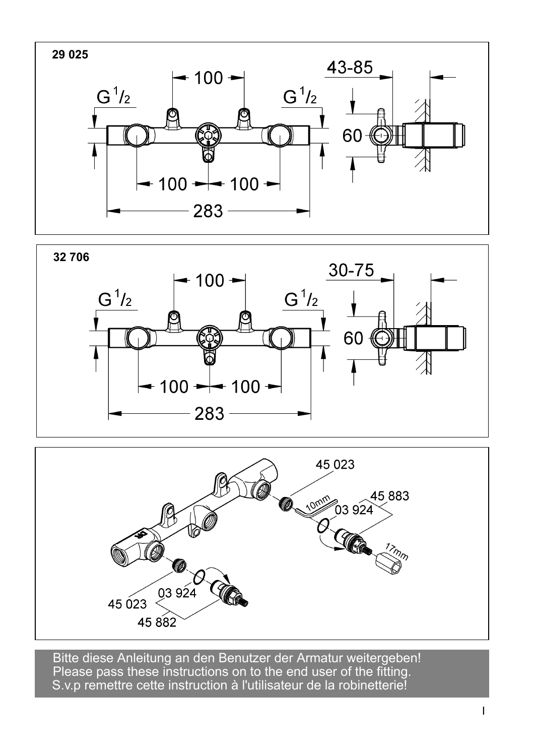**29 025**

100

$G\,^1/_2$ $G\,^1/_2$

43-85

60

100 100

283

**32 706**

100

$G\,^1/_2$ $G\,^1/_2$

30-75

60

100 100

283

45 023

10mm

45 883

03 924

17mm

03 924

45 023

45 882

Bitte diese Anleitung an den Benutzer der Armatur weitergeben!
Please pass these instructions on to the end user of the fitting.
S.v.p remettre cette instruction à l'utilisateur de la robinetterie!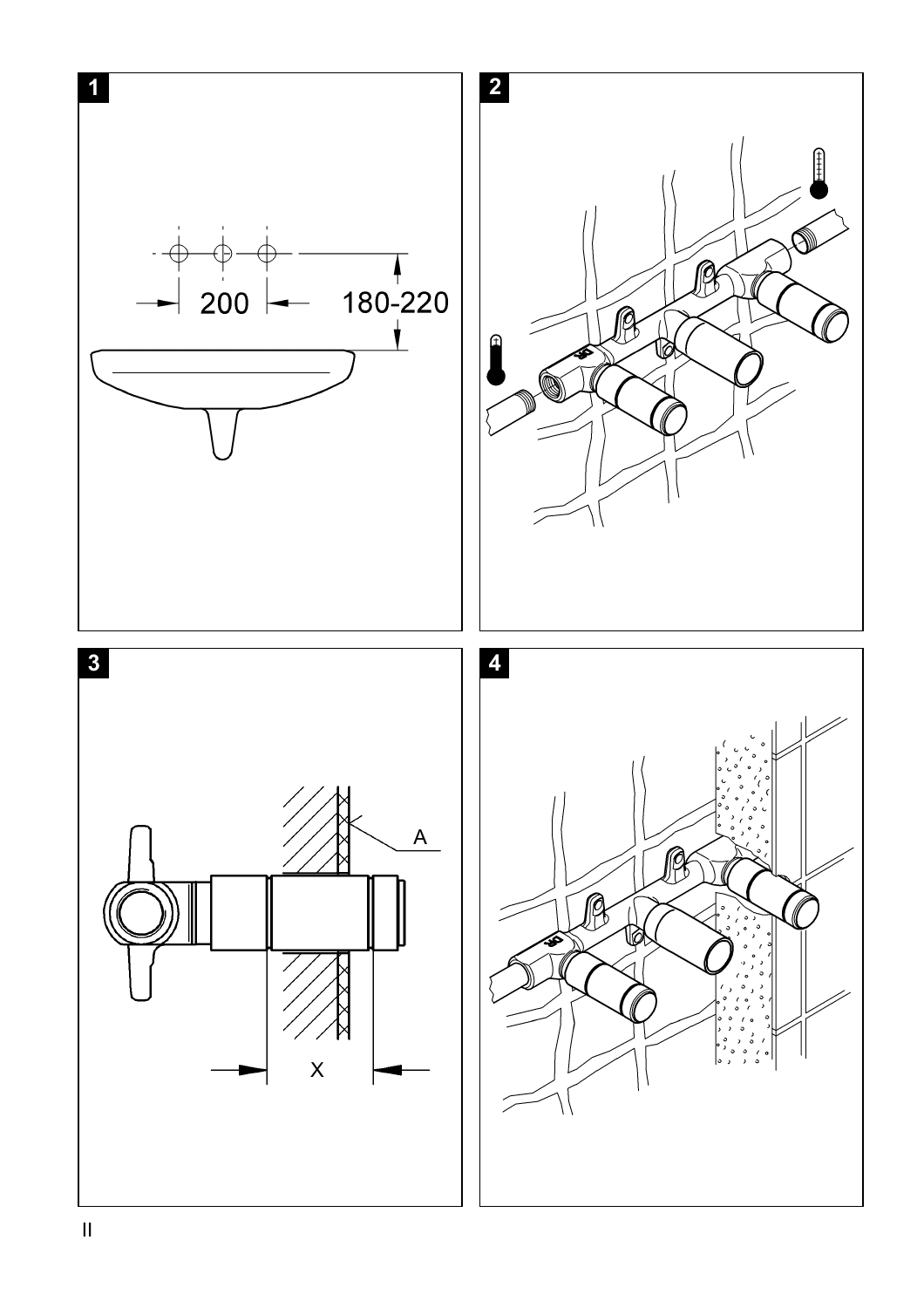1

200

180-220

2

3

A

X

4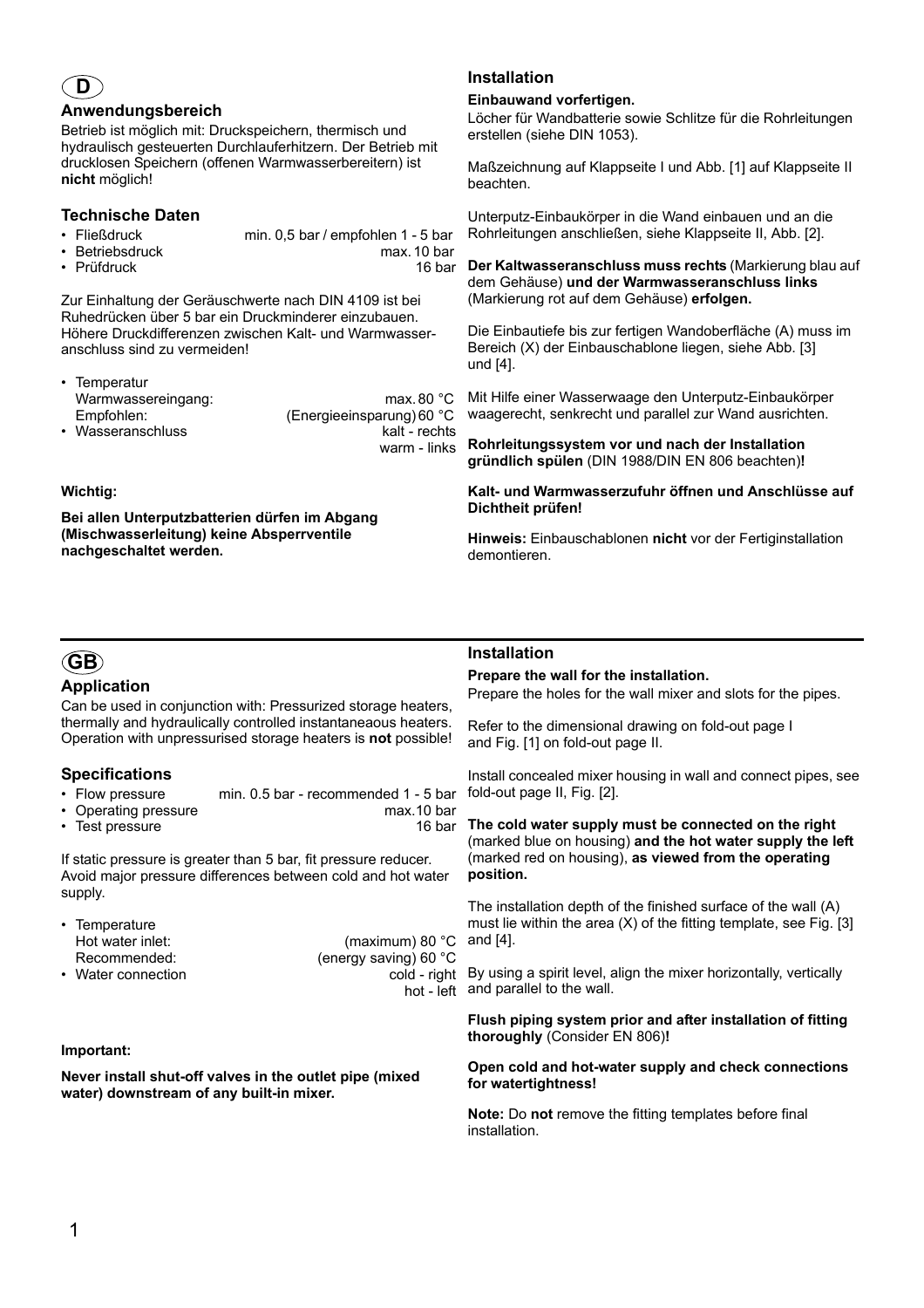# D

## Anwendungsbereich

Betrieb ist möglich mit: Druckspeichern, thermisch und hydraulisch gesteuerten Durchlauferhitzern. Der Betrieb mit drucklosen Speichern (offenen Warmwasserbereitern) ist **nicht** möglich!

## Technische Daten

- Fließdruck min. 0,5 bar / empfohlen 1 - 5 bar
- Betriebsdruck max. 10 bar
- Prüfdruck 16 bar

Zur Einhaltung der Geräuschwerte nach DIN 4109 ist bei Ruhedrücken über 5 bar ein Druckminderer einzubauen. Höhere Druckdifferenzen zwischen Kalt- und Warmwasseranschluss sind zu vermeiden!

- Temperatur
  Warmwassereingang: max. 80 °C
  Empfohlen: (Energieeinsparung) 60 °C
- Wasseranschluss kalt - rechts
  warm - links

**Wichtig:**

**Bei allen Unterputzbatterien dürfen im Abgang (Mischwasserleitung) keine Absperrventile nachgeschaltet werden.**

## Installation

**Einbauwand vorfertigen.**

Löcher für Wandbatterie sowie Schlitze für die Rohrleitungen erstellen (siehe DIN 1053).

Maßzeichnung auf Klappseite I und Abb. [1] auf Klappseite II beachten.

Unterputz-Einbaukörper in die Wand einbauen und an die Rohrleitungen anschließen, siehe Klappseite II, Abb. [2].

**Der Kaltwasseranschluss muss rechts** (Markierung blau auf dem Gehäuse) **und der Warmwasseranschluss links** (Markierung rot auf dem Gehäuse) **erfolgen.**

Die Einbautiefe bis zur fertigen Wandoberfläche (A) muss im Bereich (X) der Einbauschablone liegen, siehe Abb. [3] und [4].

Mit Hilfe einer Wasserwaage den Unterputz-Einbaukörper waagerecht, senkrecht und parallel zur Wand ausrichten.

**Rohrleitungssystem vor und nach der Installation gründlich spülen** (DIN 1988/DIN EN 806 beachten)**!**

**Kalt- und Warmwasserzufuhr öffnen und Anschlüsse auf Dichtheit prüfen!**

**Hinweis:** Einbauschablonen **nicht** vor der Fertiginstallation demontieren.

# GB

## Application

Can be used in conjunction with: Pressurized storage heaters, thermally and hydraulically controlled instantaneaous heaters. Operation with unpressurised storage heaters is **not** possible!

## Specifications

- Flow pressure min. 0.5 bar - recommended 1 - 5 bar
- Operating pressure max.10 bar
- Test pressure 16 bar

If static pressure is greater than 5 bar, fit pressure reducer. Avoid major pressure differences between cold and hot water supply.

- Temperature
  Hot water inlet: (maximum) 80 °C
  Recommended: (energy saving) 60 °C
- Water connection cold - right
  hot - left

**Important:**

**Never install shut-off valves in the outlet pipe (mixed water) downstream of any built-in mixer.**

## Installation

**Prepare the wall for the installation.**

Prepare the holes for the wall mixer and slots for the pipes.

Refer to the dimensional drawing on fold-out page I and Fig. [1] on fold-out page II.

Install concealed mixer housing in wall and connect pipes, see fold-out page II, Fig. [2].

**The cold water supply must be connected on the right** (marked blue on housing) **and the hot water supply the left** (marked red on housing), **as viewed from the operating position.**

The installation depth of the finished surface of the wall (A) must lie within the area (X) of the fitting template, see Fig. [3] and [4].

By using a spirit level, align the mixer horizontally, vertically and parallel to the wall.

**Flush piping system prior and after installation of fitting thoroughly** (Consider EN 806)**!**

**Open cold and hot-water supply and check connections for watertightness!**

**Note:** Do **not** remove the fitting templates before final installation.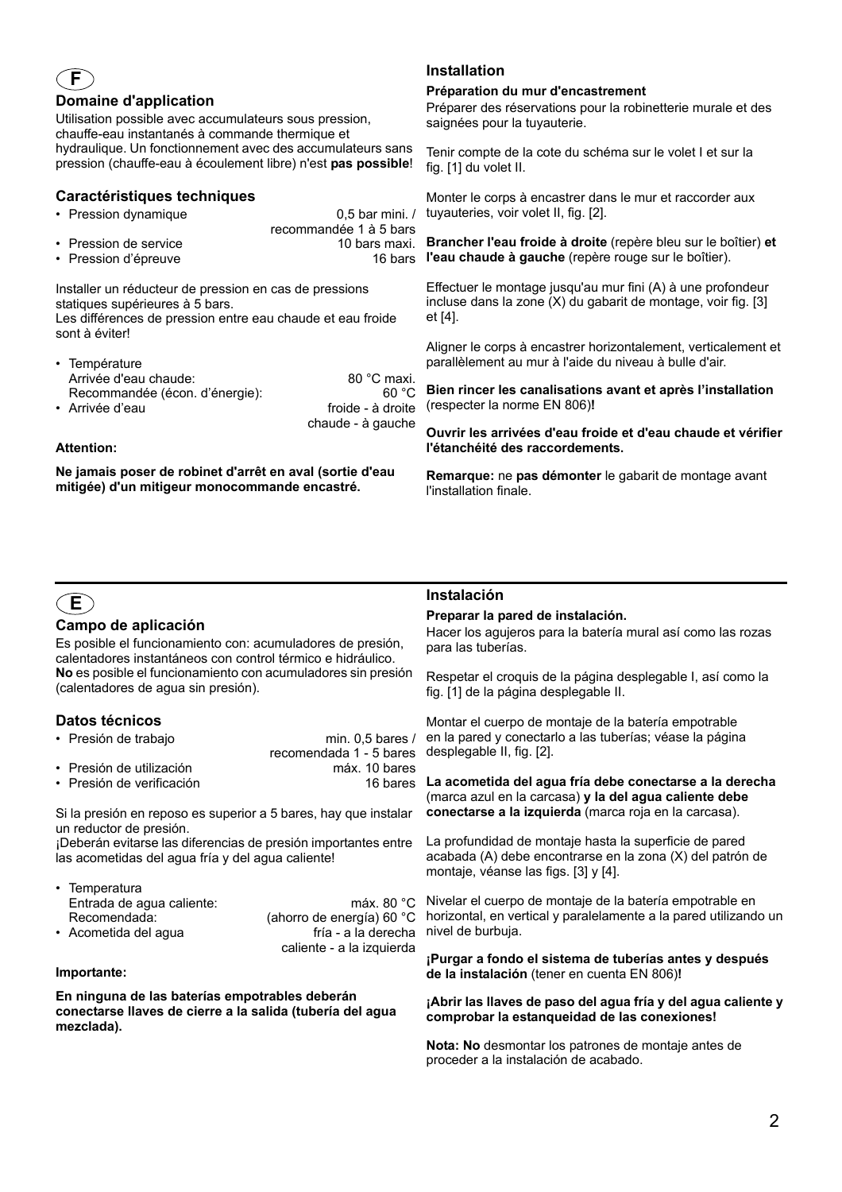# F

## Domaine d'application

Utilisation possible avec accumulateurs sous pression, chauffe-eau instantanés à commande thermique et hydraulique. Un fonctionnement avec des accumulateurs sans pression (chauffe-eau à écoulement libre) n'est **pas possible**!

## Caractéristiques techniques

- Pression dynamique — 0,5 bar mini. / recommandée 1 à 5 bars
- Pression de service — 10 bars maxi.
- Pression d'épreuve — 16 bars

Installer un réducteur de pression en cas de pressions statiques supérieures à 5 bars.
Les différences de pression entre eau chaude et eau froide sont à éviter!

- Température
  Arrivée d'eau chaude: 80 °C maxi.
  Recommandée (écon. d'énergie): 60 °C
- Arrivée d'eau — froide - à droite, chaude - à gauche

**Attention:**

**Ne jamais poser de robinet d'arrêt en aval (sortie d'eau mitigée) d'un mitigeur monocommande encastré.**

## Installation

**Préparation du mur d'encastrement**

Préparer des réservations pour la robinetterie murale et des saignées pour la tuyauterie.

Tenir compte de la cote du schéma sur le volet I et sur la fig. [1] du volet II.

Monter le corps à encastrer dans le mur et raccorder aux tuyauteries, voir volet II, fig. [2].

**Brancher l'eau froide à droite** (repère bleu sur le boîtier) **et l'eau chaude à gauche** (repère rouge sur le boîtier).

Effectuer le montage jusqu'au mur fini (A) à une profondeur incluse dans la zone (X) du gabarit de montage, voir fig. [3] et [4].

Aligner le corps à encastrer horizontalement, verticalement et parallèlement au mur à l'aide du niveau à bulle d'air.

**Bien rincer les canalisations avant et après l'installation** (respecter la norme EN 806)**!**

**Ouvrir les arrivées d'eau froide et d'eau chaude et vérifier l'étanchéité des raccordements.**

**Remarque:** ne **pas démonter** le gabarit de montage avant l'installation finale.

# E

## Campo de aplicación

Es posible el funcionamiento con: acumuladores de presión, calentadores instantáneos con control térmico e hidráulico. **No** es posible el funcionamiento con acumuladores sin presión (calentadores de agua sin presión).

## Datos técnicos

- Presión de trabajo — min. 0,5 bares / recomendada 1 - 5 bares
- Presión de utilización — máx. 10 bares
- Presión de verificación — 16 bares

Si la presión en reposo es superior a 5 bares, hay que instalar un reductor de presión.
¡Deberán evitarse las diferencias de presión importantes entre las acometidas del agua fría y del agua caliente!

- Temperatura
  Entrada de agua caliente: máx. 80 °C
  Recomendada: (ahorro de energía) 60 °C
- Acometida del agua — fría - a la derecha, caliente - a la izquierda

**Importante:**

**En ninguna de las baterías empotrables deberán conectarse llaves de cierre a la salida (tubería del agua mezclada).**

## Instalación

**Preparar la pared de instalación.**

Hacer los agujeros para la batería mural así como las rozas para las tuberías.

Respetar el croquis de la página desplegable I, así como la fig. [1] de la página desplegable II.

Montar el cuerpo de montaje de la batería empotrable en la pared y conectarlo a las tuberías; véase la página desplegable II, fig. [2].

**La acometida del agua fría debe conectarse a la derecha** (marca azul en la carcasa) **y la del agua caliente debe conectarse a la izquierda** (marca roja en la carcasa).

La profundidad de montaje hasta la superficie de pared acabada (A) debe encontrarse en la zona (X) del patrón de montaje, véanse las figs. [3] y [4].

Nivelar el cuerpo de montaje de la batería empotrable en horizontal, en vertical y paralelamente a la pared utilizando un nivel de burbuja.

**¡Purgar a fondo el sistema de tuberías antes y después de la instalación** (tener en cuenta EN 806)**!**

**¡Abrir las llaves de paso del agua fría y del agua caliente y comprobar la estanqueidad de las conexiones!**

**Nota: No** desmontar los patrones de montaje antes de proceder a la instalación de acabado.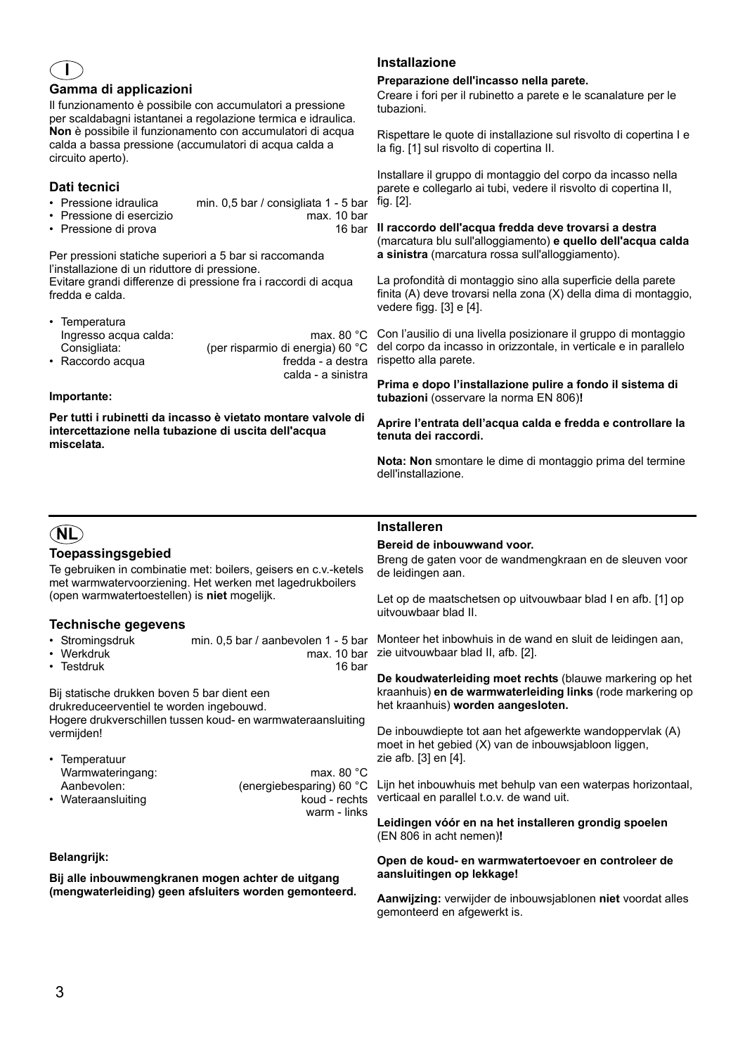## I

### Gamma di applicazioni

Il funzionamento è possibile con accumulatori a pressione per scaldabagni istantanei a regolazione termica e idraulica. **Non** è possibile il funzionamento con accumulatori di acqua calda a bassa pressione (accumulatori di acqua calda a circuito aperto).

### Dati tecnici

- Pressione idraulica — min. 0,5 bar / consigliata 1 - 5 bar
- Pressione di esercizio — max. 10 bar
- Pressione di prova — 16 bar

Per pressioni statiche superiori a 5 bar si raccomanda l'installazione di un riduttore di pressione.
Evitare grandi differenze di pressione fra i raccordi di acqua fredda e calda.

- Temperatura
  Ingresso acqua calda: max. 80 °C
  Consigliata: (per risparmio di energia) 60 °C
- Raccordo acqua: fredda - a destra, calda - a sinistra

**Importante:**

**Per tutti i rubinetti da incasso è vietato montare valvole di intercettazione nella tubazione di uscita dell'acqua miscelata.**

### Installazione

**Preparazione dell'incasso nella parete.**
Creare i fori per il rubinetto a parete e le scanalature per le tubazioni.

Rispettare le quote di installazione sul risvolto di copertina I e la fig. [1] sul risvolto di copertina II.

Installare il gruppo di montaggio del corpo da incasso nella parete e collegarlo ai tubi, vedere il risvolto di copertina II, fig. [2].

**Il raccordo dell'acqua fredda deve trovarsi a destra** (marcatura blu sull'alloggiamento) **e quello dell'acqua calda a sinistra** (marcatura rossa sull'alloggiamento).

La profondità di montaggio sino alla superficie della parete finita (A) deve trovarsi nella zona (X) della dima di montaggio, vedere figg. [3] e [4].

Con l'ausilio di una livella posizionare il gruppo di montaggio del corpo da incasso in orizzontale, in verticale e in parallelo rispetto alla parete.

**Prima e dopo l'installazione pulire a fondo il sistema di tubazioni** (osservare la norma EN 806)**!**

**Aprire l'entrata dell'acqua calda e fredda e controllare la tenuta dei raccordi.**

**Nota: Non** smontare le dime di montaggio prima del termine dell'installazione.

---

## NL

### Toepassingsgebied

Te gebruiken in combinatie met: boilers, geisers en c.v.-ketels met warmwatervoorziening. Het werken met lagedrukboilers (open warmwatertoestellen) is **niet** mogelijk.

### Technische gegevens

- Stromingsdruk — min. 0,5 bar / aanbevolen 1 - 5 bar
- Werkdruk — max. 10 bar
- Testdruk — 16 bar

Bij statische drukken boven 5 bar dient een drukreduceerventiel te worden ingebouwd.
Hogere drukverschillen tussen koud- en warmwateraansluiting vermijden!

- Temperatuur
  Warmwateringang: max. 80 °C
  Aanbevolen: (energiebesparing) 60 °C
- Wateraansluiting: koud - rechts, warm - links

**Belangrijk:**

**Bij alle inbouwmengkranen mogen achter de uitgang (mengwaterleiding) geen afsluiters worden gemonteerd.**

### Installeren

**Bereid de inbouwwand voor.**
Breng de gaten voor de wandmengkraan en de sleuven voor de leidingen aan.

Let op de maatschetsen op uitvouwbaar blad I en afb. [1] op uitvouwbaar blad II.

Monteer het inbowhuis in de wand en sluit de leidingen aan, zie uitvouwbaar blad II, afb. [2].

**De koudwaterleiding moet rechts** (blauwe markering op het kraanhuis) **en de warmwaterleiding links** (rode markering op het kraanhuis) **worden aangesloten.**

De inbouwdiepte tot aan het afgewerkte wandoppervlak (A) moet in het gebied (X) van de inbouwsjabloon liggen, zie afb. [3] en [4].

Lijn het inbouwhuis met behulp van een waterpas horizontaal, verticaal en parallel t.o.v. de wand uit.

**Leidingen vóór en na het installeren grondig spoelen** (EN 806 in acht nemen)**!**

**Open de koud- en warmwatertoevoer en controleer de aansluitingen op lekkage!**

**Aanwijzing:** verwijder de inbouwsjablonen **niet** voordat alles gemonteerd en afgewerkt is.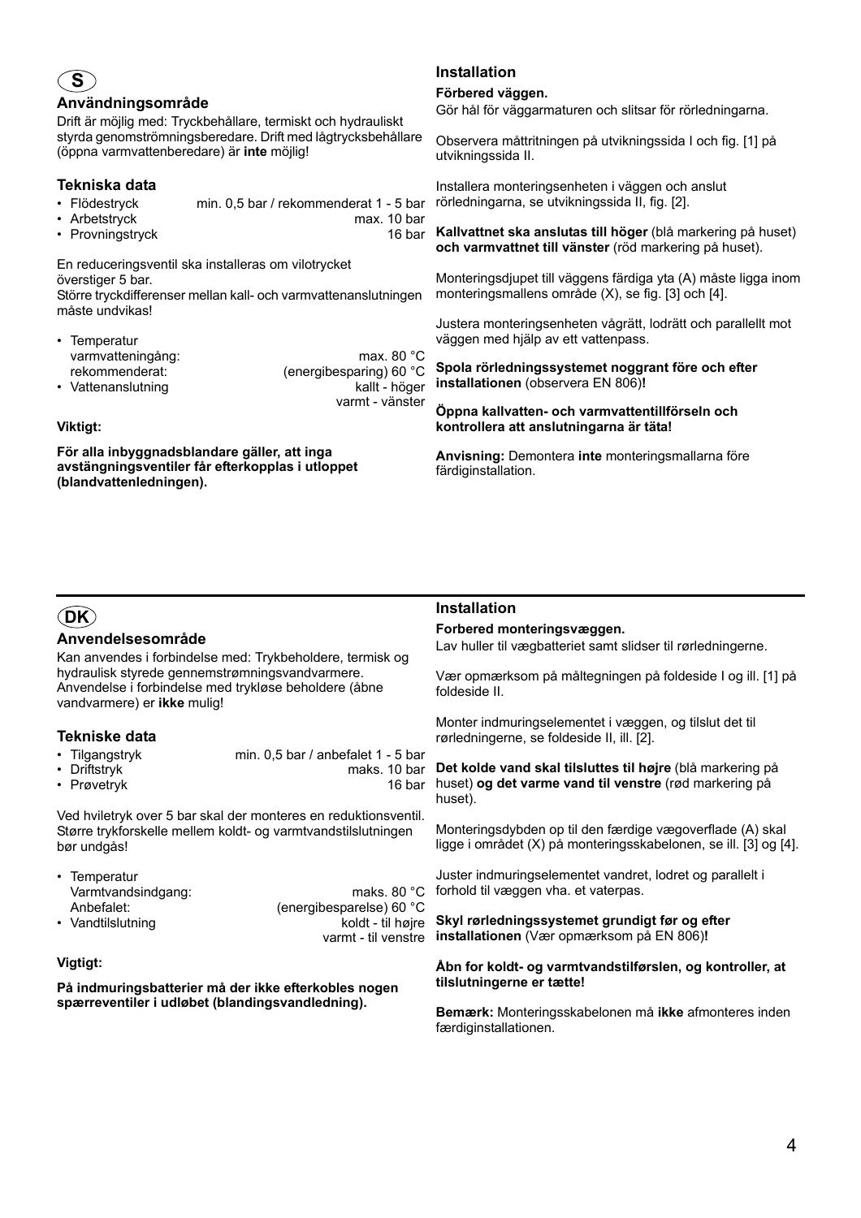## S

### Användningsområde

Drift är möjlig med: Tryckbehållare, termiskt och hydrauliskt styrda genomströmningsberedare. Drift med lågtrycksbehållare (öppna varmvattenberedare) är **inte** möjlig!

### Tekniska data

- Flödestryck — min. 0,5 bar / rekommenderat 1 - 5 bar
- Arbetstryck — max. 10 bar
- Provningstryck — 16 bar

En reduceringsventil ska installeras om vilotrycket överstiger 5 bar.
Större tryckdifferenser mellan kall- och varmvattenanslutningen måste undvikas!

- Temperatur
  varmvatteningång: max. 80 °C
  rekommenderat: (energibesparing) 60 °C
- Vattenanslutning — kallt - höger, varmt - vänster

**Viktigt:**

**För alla inbyggnadsblandare gäller, att inga avstängningsventiler får efterkopplas i utloppet (blandvattenledningen).**

### Installation

**Förbered väggen.**
Gör hål för väggarmaturen och slitsar för rörledningarna.

Observera måttritningen på utvikningssida I och fig. [1] på utvikningssida II.

Installera monteringsenheten i väggen och anslut rörledningarna, se utvikningssida II, fig. [2].

**Kallvattnet ska anslutas till höger** (blå markering på huset) **och varmvattnet till vänster** (röd markering på huset).

Monteringsdjupet till väggens färdiga yta (A) måste ligga inom monteringsmallens område (X), se fig. [3] och [4].

Justera monteringsenheten vågrätt, lodrätt och parallellt mot väggen med hjälp av ett vattenpass.

**Spola rörledningssystemet noggrant före och efter installationen** (observera EN 806)**!**

**Öppna kallvatten- och varmvattentillförseln och kontrollera att anslutningarna är täta!**

**Anvisning:** Demontera **inte** monteringsmallarna före färdiginstallation.

## DK

### Anvendelsesområde

Kan anvendes i forbindelse med: Trykbeholdere, termisk og hydraulisk styrede gennemstrømningsvandvarmere. Anvendelse i forbindelse med trykløse beholdere (åbne vandvarmere) er **ikke** mulig!

### Tekniske data

- Tilgangstryk — min. 0,5 bar / anbefalet 1 - 5 bar
- Driftstryk — maks. 10 bar
- Prøvetryk — 16 bar

Ved hviletryk over 5 bar skal der monteres en reduktionsventil. Større trykforskelle mellem koldt- og varmtvandstilslutningen bør undgås!

- Temperatur
  Varmtvandsindgang: maks. 80 °C
  Anbefalet: (energibesparelse) 60 °C
- Vandtilslutning — koldt - til højre, varmt - til venstre

**Vigtigt:**

**På indmuringsbatterier må der ikke efterkobles nogen spærreventiler i udløbet (blandingsvandledning).**

### Installation

**Forbered monteringsvæggen.**
Lav huller til vægbatteriet samt slidser til rørledningerne.

Vær opmærksom på måltegningen på foldeside I og ill. [1] på foldeside II.

Monter indmuringselementet i væggen, og tilslut det til rørledningerne, se foldeside II, ill. [2].

**Det kolde vand skal tilsluttes til højre** (blå markering på huset) **og det varme vand til venstre** (rød markering på huset).

Monteringsdybden op til den færdige vægoverflade (A) skal ligge i området (X) på monteringsskabelonen, se ill. [3] og [4].

Juster indmuringselementet vandret, lodret og parallelt i forhold til væggen vha. et vaterpas.

**Skyl rørledningssystemet grundigt før og efter installationen** (Vær opmærksom på EN 806)**!**

**Åbn for koldt- og varmtvandstilførslen, og kontroller, at tilslutningerne er tætte!**

**Bemærk:** Monteringsskabelonen må **ikke** afmonteres inden færdiginstallationen.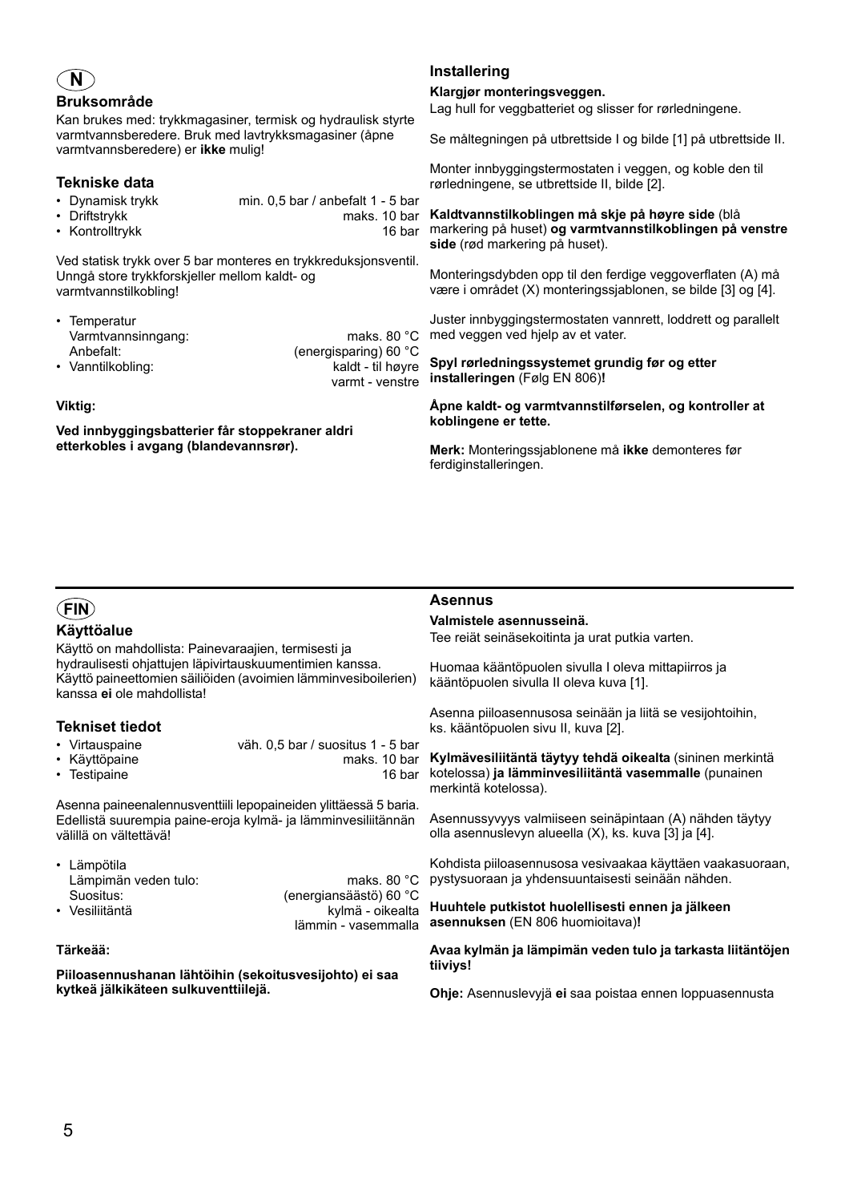## N

### Bruksområde

Kan brukes med: trykkmagasiner, termisk og hydraulisk styrte varmtvannsberedere. Bruk med lavtrykksmagasiner (åpne varmtvannsberedere) er **ikke** mulig!

### Tekniske data

- Dynamisk trykk — min. 0,5 bar / anbefalt 1 - 5 bar
- Driftstrykk — maks. 10 bar
- Kontrolltrykk — 16 bar

Ved statisk trykk over 5 bar monteres en trykkreduksjonsventil. Unngå store trykkforskjeller mellom kaldt- og varmtvannstilkobling!

- Temperatur
  Varmtvannsinngang: — maks. 80 °C
  Anbefalt: — (energisparing) 60 °C
- Vanntilkobling: — kaldt - til høyre, varmt - venstre

**Viktig:**

**Ved innbyggingsbatterier får stoppekraner aldri etterkobles i avgang (blandevannsrør).**

### Installering

**Klargjør monteringsveggen.**
Lag hull for veggbatteriet og slisser for rørledningene.

Se måltegningen på utbrettside I og bilde [1] på utbrettside II.

Monter innbyggingstermostaten i veggen, og koble den til rørledningene, se utbrettside II, bilde [2].

**Kaldtvannstilkoblingen må skje på høyre side** (blå markering på huset) **og varmtvannstilkoblingen på venstre side** (rød markering på huset).

Monteringsdybden opp til den ferdige veggoverflaten (A) må være i området (X) monteringssjablonen, se bilde [3] og [4].

Juster innbyggingstermostaten vannrett, loddrett og parallelt med veggen ved hjelp av et vater.

**Spyl rørledningssystemet grundig før og etter installeringen** (Følg EN 806)**!**

**Åpne kaldt- og varmtvannstilførselen, og kontroller at koblingene er tette.**

**Merk:** Monteringssjablonene må **ikke** demonteres før ferdiginstalleringen.

## FIN

### Käyttöalue

Käyttö on mahdollista: Painevaraajien, termisesti ja hydraulisesti ohjattujen läpivirtauskuumentimien kanssa. Käyttö paineettomien säiliöiden (avoimien lämminvesiboilerien) kanssa **ei** ole mahdollista!

### Tekniset tiedot

- Virtauspaine — väh. 0,5 bar / suositus 1 - 5 bar
- Käyttöpaine — maks. 10 bar
- Testipaine — 16 bar

Asenna paineenalennusventtiili lepopaineiden ylittäessä 5 baria. Edellistä suurempia paine-eroja kylmä- ja lämminvesiliitännän välillä on vältettävä!

- Lämpötila
  Lämpimän veden tulo: — maks. 80 °C
  Suositus: — (energiansäästö) 60 °C
- Vesiliitäntä — kylmä - oikealta, lämmin - vasemmalla

**Tärkeää:**

**Piiloasennushanan lähtöihin (sekoitusvesijohto) ei saa kytkeä jälkikäteen sulkuventtiilejä.**

### Asennus

**Valmistele asennusseinä.**
Tee reiät seinäsekoitinta ja urat putkia varten.

Huomaa kääntöpuolen sivulla I oleva mittapiirros ja kääntöpuolen sivulla II oleva kuva [1].

Asenna piiloasennusosa seinään ja liitä se vesijohtoihin, ks. kääntöpuolen sivu II, kuva [2].

**Kylmävesiliitäntä täytyy tehdä oikealta** (sininen merkintä kotelossa) **ja lämminvesiliitäntä vasemmalle** (punainen merkintä kotelossa).

Asennussyvyys valmiiseen seinäpintaan (A) nähden täytyy olla asennuslevyn alueella (X), ks. kuva [3] ja [4].

Kohdista piiloasennusosa vesivaakaa käyttäen vaakasuoraan, pystysuoraan ja yhdensuuntaisesti seinään nähden.

**Huuhtele putkistot huolellisesti ennen ja jälkeen asennuksen** (EN 806 huomioitava)**!**

**Avaa kylmän ja lämpimän veden tulo ja tarkasta liitäntöjen tiiviys!**

**Ohje:** Asennuslevyjä **ei** saa poistaa ennen loppuasennusta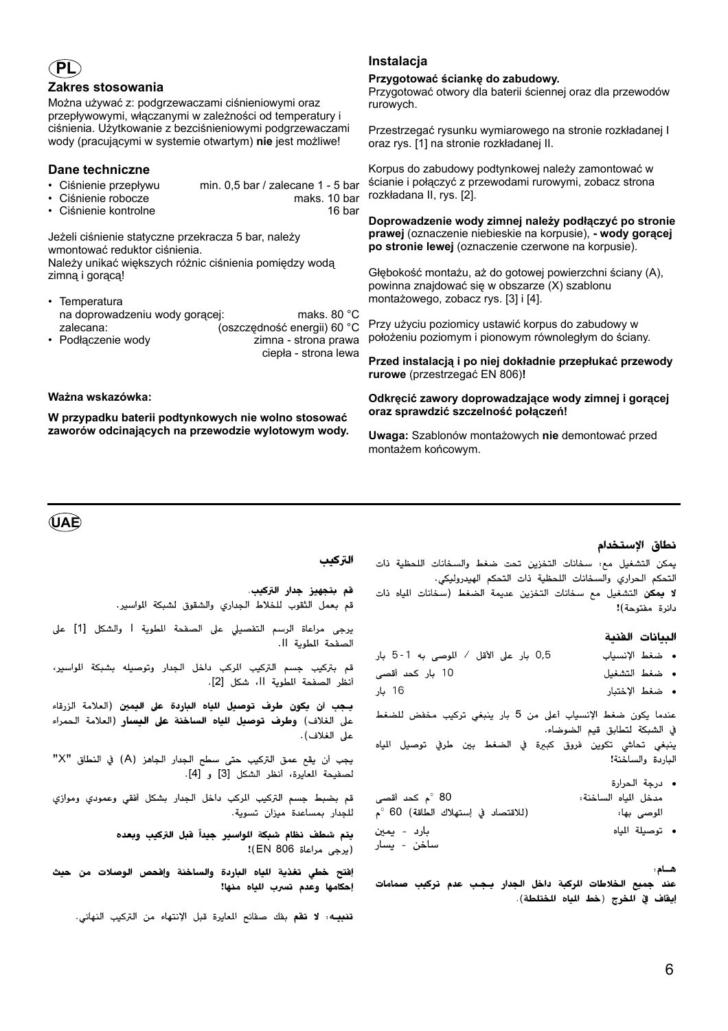# PL

## Zakres stosowania

Można używać z: podgrzewaczami ciśnieniowymi oraz przepływowymi, włączanymi w zależności od temperatury i ciśnienia. Użytkowanie z bezciśnieniowymi podgrzewaczami wody (pracującymi w systemie otwartym) **nie** jest możliwe!

## Dane techniczne

- Ciśnienie przepływu — min. 0,5 bar / zalecane 1 - 5 bar
- Ciśnienie robocze — maks. 10 bar
- Ciśnienie kontrolne — 16 bar

Jeżeli ciśnienie statyczne przekracza 5 bar, należy wmontować reduktor ciśnienia.
Należy unikać większych różnic ciśnienia pomiędzy wodą zimną i gorącą!

- Temperatura
  na doprowadzeniu wody gorącej: maks. 80 °C
  zalecana: (oszczędność energii) 60 °C
- Podłączenie wody — zimna - strona prawa, ciepła - strona lewa

**Ważna wskazówka:**

**W przypadku baterii podtynkowych nie wolno stosować zaworów odcinających na przewodzie wylotowym wody.**

## Instalacja

**Przygotować ściankę do zabudowy.**
Przygotować otwory dla baterii ściennej oraz dla przewodów rurowych.

Przestrzegać rysunku wymiarowego na stronie rozkładanej I oraz rys. [1] na stronie rozkładanej II.

Korpus do zabudowy podtynkowej należy zamontować w ścianie i połączyć z przewodami rurowymi, zobacz strona rozkładana II, rys. [2].

**Doprowadzenie wody zimnej należy podłączyć po stronie prawej** (oznaczenie niebieskie na korpusie), **- wody gorącej po stronie lewej** (oznaczenie czerwone na korpusie).

Głębokość montażu, aż do gotowej powierzchni ściany (A), powinna znajdować się w obszarze (X) szablonu montażowego, zobacz rys. [3] i [4].

Przy użyciu poziomicy ustawić korpus do zabudowy w położeniu poziomym i pionowym równoległym do ściany.

**Przed instalacją i po niej dokładnie przepłukać przewody rurowe** (przestrzegać EN 806)**!**

**Odkręcić zawory doprowadzające wody zimnej i gorącej oraz sprawdzić szczelność połączeń!**

**Uwaga:** Szablonów montażowych **nie** demontować przed montażem końcowym.

---

# UAE

## نطاق الإستخدام

يمكن التشغيل مع: سخانات التخزين تحت ضغط والسخانات اللحظية ذات التحكم الحراري والسخانات اللحظية ذات التحكم الهيدروليكي.
**لا يمكن** التشغيل مع سخانات التخزين عديمة الضغط (سخانات المياه ذات دائرة مفتوحة)**!**

## البيانات الفنية

- ضغط الإنسياب — 0,5 بار على الأقل / الموصى به 1-5 بار
- ضغط التشغيل — 10 بار كحد أقصى
- ضغط الإختبار — 16 بار

عندما يكون ضغط الإنسياب أعلى من 5 بار ينبغي تركيب مخفض للضغط في الشبكة لتطابق قيم الضوضاء.
ينبغي تحاشي تكوين فروق كبيرة في الضغط بين طرفي توصيل المياه الباردة والساخنة**!**

- درجة الحرارة
  مدخل المياه الساخنة: 80 °م كحد أقصى
  الموصى بها: (للاقتصاد في إستهلاك الطاقة) 60 °م
- توصيلة المياه — بارد - يمين، ساخن - يسار

**هــام:**
**عند جميع الخلاطات المركبة داخل الجدار يـجـب عدم تركيب صمامات إيقاف في المخرج (خط المياه المختلطة).**

## التركيب

**قم بتجهيز جدار التركيب.**
قم بعمل الثقوب للخلاط الجداري والشقوق لشبكة المواسير.

يرجى مراعاة الرسم التفصيلي على الصفحة المطوية I والشكل [1] على الصفحة المطوية II.

قم بتركيب جسم التركيب المركب داخل الجدار وتوصيله بشبكة المواسير، أنظر الصفحة المطوية II، شكل [2].

**يـجب أن يكون طرف توصيل المياه الباردة على اليمين** (العلامة الزرقاء على الغلاف) **وطرف توصيل المياه الساخنة على اليسار** (العلامة الحمراء على الغلاف).

يجب أن يقع عمق التركيب حتى سطح الجدار الجاهز (A) في النطاق "X" لصفيحة المعايرة، أنظر الشكل [3] و [4].

قم بضبط جسم التركيب المركب داخل الجدار بشكل أفقي وعمودي وموازي للجدار بمساعدة ميزان تسوية.

**يتم شطف نظام شبكة المواسير جيداً قبل التركيب وبعده** (يرجى مراعاة EN 806)**!**

**إفتح خطي تغذية المياه الباردة والساخنة وافحص الوصلات من حيث إحكامها وعدم تسرب المياه منها!**

**تنبيـه: لا تقم** بفك صفائح المعايرة قبل الإنتهاء من التركيب النهائي.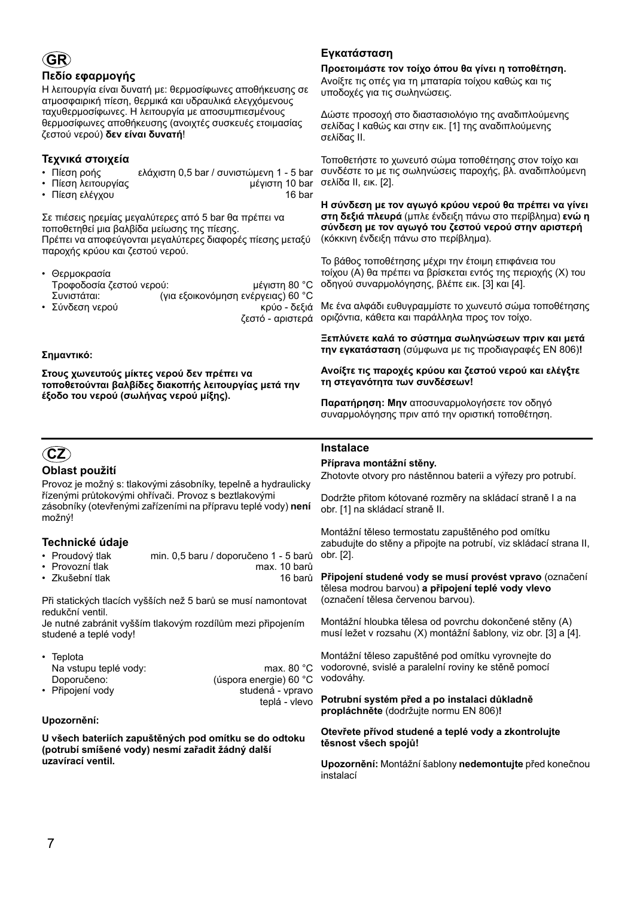## GR

### Πεδίο εφαρμογής

Η λειτουργία είναι δυνατή με: θερμοσίφωνες αποθήκευσης σε ατμοσφαιρική πίεση, θερμικά και υδραυλικά ελεγχόμενους ταχυθερμοσίφωνες. Η λειτουργία με αποσυμπιεσμένους θερμοσίφωνες αποθήκευσης (ανοιχτές συσκευές ετοιμασίας ζεστού νερού) **δεν είναι δυνατή**!

### Τεχνικά στοιχεία

- Πίεση ροής ελάχιστη 0,5 bar / συνιστώμενη 1 - 5 bar
- Πίεση λειτουργίας μέγιστη 10 bar
- Πίεση ελέγχου 16 bar

Σε πιέσεις ηρεμίας μεγαλύτερες από 5 bar θα πρέπει να τοποθετηθεί μια βαλβίδα μείωσης της πίεσης.
Πρέπει να αποφεύγονται μεγαλύτερες διαφορές πίεσης μεταξύ παροχής κρύου και ζεστού νερού.

- Θερμοκρασία
  Τροφοδοσία ζεστού νερού: μέγιστη 80 °C
  Συνιστάται: (για εξοικονόμηση ενέργειας) 60 °C
- Σύνδεση νερού κρύο - δεξιά
  ζεστό - αριστερά

**Σημαντικό:**

**Στους χωνευτούς μίκτες νερού δεν πρέπει να τοποθετούνται βαλβίδες διακοπής λειτουργίας μετά την έξοδο του νερού (σωλήνας νερού μίξης).**

### Εγκατάσταση

**Προετοιμάστε τον τοίχο όπου θα γίνει η τοποθέτηση.**
Ανοίξτε τις οπές για τη μπαταρία τοίχου καθώς και τις υποδοχές για τις σωληνώσεις.

Δώστε προσοχή στο διαστασιολόγιο της αναδιπλούμενης σελίδας I καθώς και στην εικ. [1] της αναδιπλούμενης σελίδας II.

Τοποθετήστε το χωνευτό σώμα τοποθέτησης στον τοίχο και συνδέστε το με τις σωληνώσεις παροχής, βλ. αναδιπλούμενη σελίδα II, εικ. [2].

**Η σύνδεση με τον αγωγό κρύου νερού θα πρέπει να γίνει στη δεξιά πλευρά** (μπλε ένδειξη πάνω στο περίβλημα) **ενώ η σύνδεση με τον αγωγό του ζεστού νερού στην αριστερή** (κόκκινη ένδειξη πάνω στο περίβλημα).

Το βάθος τοποθέτησης μέχρι την έτοιμη επιφάνεια του τοίχου (A) θα πρέπει να βρίσκεται εντός της περιοχής (X) του οδηγού συναρμολόγησης, βλέπε εικ. [3] και [4].

Με ένα αλφάδι ευθυγραμμίστε το χωνευτό σώμα τοποθέτησης οριζόντια, κάθετα και παράλληλα προς τον τοίχο.

**Ξεπλύνετε καλά το σύστημα σωληνώσεων πριν και μετά την εγκατάσταση** (σύμφωνα με τις προδιαγραφές EN 806)**!**

**Ανοίξτε τις παροχές κρύου και ζεστού νερού και ελέγξτε τη στεγανότητα των συνδέσεων!**

**Παρατήρηση: Μην** αποσυναρμολογήσετε τον οδηγό συναρμολόγησης πριν από την οριστική τοποθέτηση.

## CZ

### Oblast použití

Provoz je možný s: tlakovými zásobníky, tepelně a hydraulicky řízenými průtokovými ohřívači. Provoz s beztlakovými zásobníky (otevřenými zařízeními na přípravu teplé vody) **není** možný!

### Technické údaje

- Proudový tlak min. 0,5 baru / doporučeno 1 - 5 barů
- Provozní tlak max. 10 barů
- Zkušební tlak 16 barů

Při statických tlacích vyšších než 5 barů se musí namontovat redukční ventil.
Je nutné zabránit vyšším tlakovým rozdílům mezi připojením studené a teplé vody!

- Teplota
  Na vstupu teplé vody: max. 80 °C
  Doporučeno: (úspora energie) 60 °C
- Připojení vody studená - vpravo
  teplá - vlevo

**Upozornění:**

**U všech bateriích zapuštěných pod omítku se do odtoku (potrubí smíšené vody) nesmí zařadit žádný další uzavírací ventil.**

### Instalace

**Příprava montážní stěny.**
Zhotovte otvory pro nástěnnou baterii a výřezy pro potrubí.

Dodržte přitom kótované rozměry na skládací straně I a na obr. [1] na skládací straně II.

Montážní těleso termostatu zapuštěného pod omítku zabudujte do stěny a připojte na potrubí, viz skládací strana II, obr. [2].

**Připojení studené vody se musí provést vpravo** (označení tělesa modrou barvou) **a připojení teplé vody vlevo** (označení tělesa červenou barvou).

Montážní hloubka tělesa od povrchu dokončené stěny (A) musí ležet v rozsahu (X) montážní šablony, viz obr. [3] a [4].

Montážní těleso zapuštěné pod omítku vyrovnejte do vodorovné, svislé a paralelní roviny ke stěně pomocí vodováhy.

**Potrubní systém před a po instalaci důkladně propláchněte** (dodržujte normu EN 806)**!**

**Otevřete přívod studené a teplé vody a zkontrolujte těsnost všech spojů!**

**Upozornění:** Montážní šablony **nedemontujte** před konečnou instalací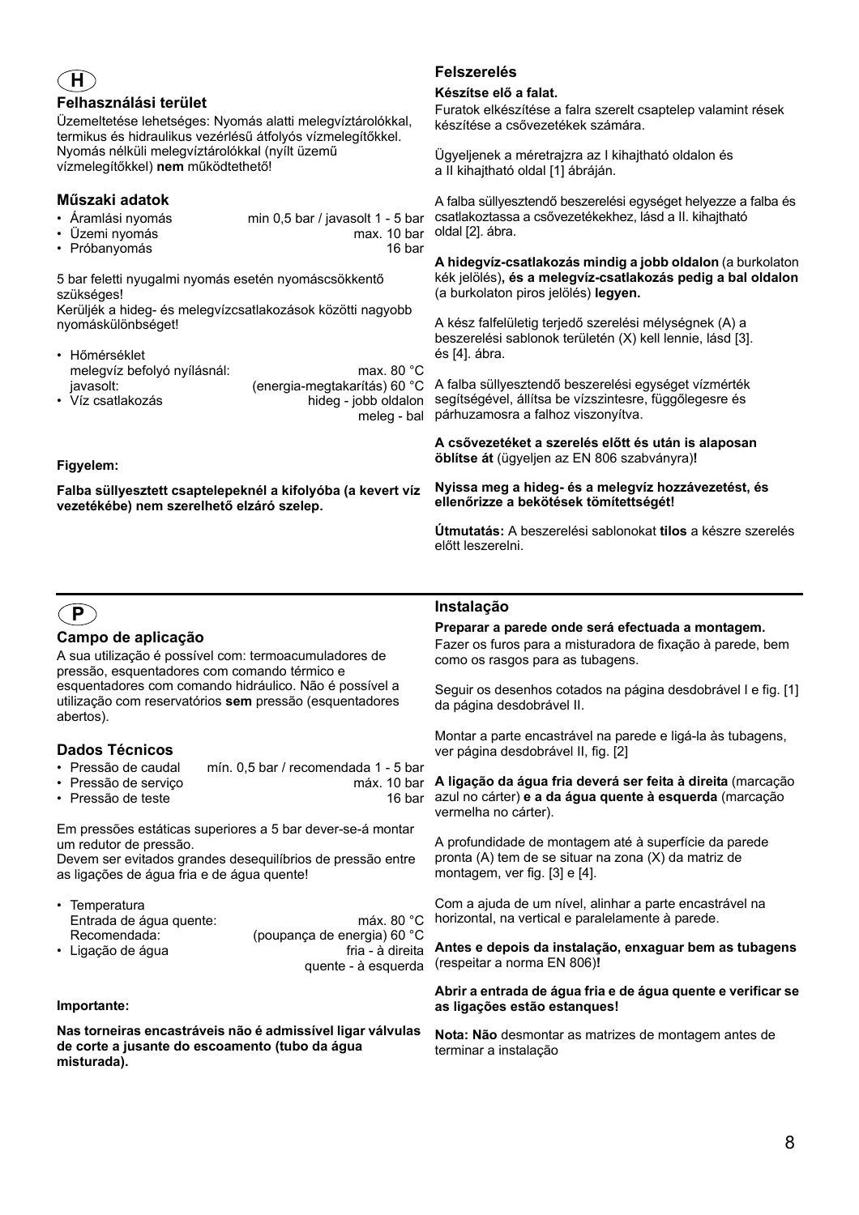## H

### Felhasználási terület

Üzemeltetése lehetséges: Nyomás alatti melegvíztárolókkal, termikus és hidraulikus vezérlésű átfolyós vízmelegítőkkel. Nyomás nélküli melegvíztárolókkal (nyílt üzemű vízmelegítőkkel) **nem** működtethető!

### Műszaki adatok

- Áramlási nyomás: min 0,5 bar / javasolt 1 - 5 bar
- Üzemi nyomás: max. 10 bar
- Próbanyomás: 16 bar

5 bar feletti nyugalmi nyomás esetén nyomáscsökkentő szükséges!
Kerüljék a hideg- és melegvízcsatlakozások közötti nagyobb nyomáskülönbséget!

- Hőmérséklet
  melegvíz befolyó nyílásnál: max. 80 °C
  javasolt: (energia-megtakarítás) 60 °C
- Víz csatlakozás: hideg - jobb oldalon
  meleg - bal

**Figyelem:**

**Falba süllyesztett csaptelepeknél a kifolyóba (a kevert víz vezetékébe) nem szerelhető elzáró szelep.**

### Felszerelés

**Készítse elő a falat.**
Furatok elkészítése a falra szerelt csaptelep valamint rések készítése a csővezetékek számára.

Ügyeljenek a méretrajzra az I kihajtható oldalon és a II kihajtható oldal [1] ábráján.

A falba süllyesztendő beszerelési egységet helyezze a falba és csatlakoztassa a csővezetékekhez, lásd a II. kihajtható oldal [2]. ábra.

**A hidegvíz-csatlakozás mindig a jobb oldalon** (a burkolaton kék jelölés)**, és a melegvíz-csatlakozás pedig a bal oldalon** (a burkolaton piros jelölés) **legyen.**

A kész falfelületig terjedő szerelési mélységnek (A) a beszerelési sablonok területén (X) kell lennie, lásd [3]. és [4]. ábra.

A falba süllyesztendő beszerelési egységet vízmérték segítségével, állítsa be vízszintesre, függőlegesre és párhuzamosra a falhoz viszonyítva.

**A csővezetéket a szerelés előtt és után is alaposan öblítse át** (ügyeljen az EN 806 szabványra)**!**

**Nyissa meg a hideg- és a melegvíz hozzávezetést, és ellenőrizze a bekötések tömítettségét!**

**Útmutatás:** A beszerelési sablonokat **tilos** a készre szerelés előtt leszerelni.

## P

### Campo de aplicação

A sua utilização é possível com: termoacumuladores de pressão, esquentadores com comando térmico e esquentadores com comando hidráulico. Não é possível a utilização com reservatórios **sem** pressão (esquentadores abertos).

### Dados Técnicos

- Pressão de caudal: mín. 0,5 bar / recomendada 1 - 5 bar
- Pressão de serviço: máx. 10 bar
- Pressão de teste: 16 bar

Em pressões estáticas superiores a 5 bar dever-se-á montar um redutor de pressão.
Devem ser evitados grandes desequilíbrios de pressão entre as ligações de água fria e de água quente!

- Temperatura
  Entrada de água quente: máx. 80 °C
  Recomendada: (poupança de energia) 60 °C
- Ligação de água: fria - à direita
  quente - à esquerda

**Importante:**

**Nas torneiras encastráveis não é admissível ligar válvulas de corte a jusante do escoamento (tubo da água misturada).**

### Instalação

**Preparar a parede onde será efectuada a montagem.**
Fazer os furos para a misturadora de fixação à parede, bem como os rasgos para as tubagens.

Seguir os desenhos cotados na página desdobrável I e fig. [1] da página desdobrável II.

Montar a parte encastrável na parede e ligá-la às tubagens, ver página desdobrável II, fig. [2]

**A ligação da água fria deverá ser feita à direita** (marcação azul no cárter) **e a da água quente à esquerda** (marcação vermelha no cárter).

A profundidade de montagem até à superfície da parede pronta (A) tem de se situar na zona (X) da matriz de montagem, ver fig. [3] e [4].

Com a ajuda de um nível, alinhar a parte encastrável na horizontal, na vertical e paralelamente à parede.

**Antes e depois da instalação, enxaguar bem as tubagens** (respeitar a norma EN 806)**!**

**Abrir a entrada de água fria e de água quente e verificar se as ligações estão estanques!**

**Nota: Não** desmontar as matrizes de montagem antes de terminar a instalação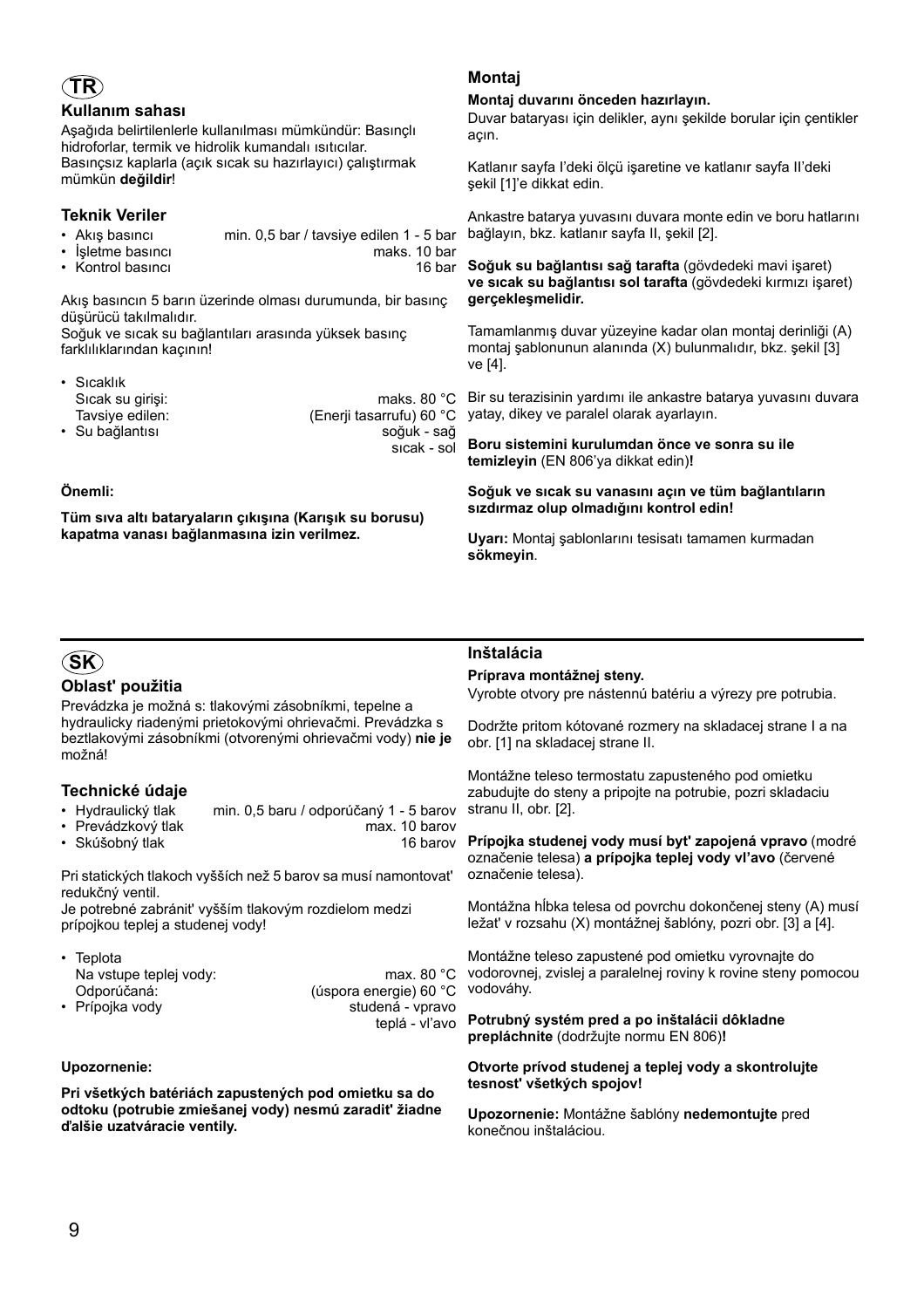# TR

## Kullanım sahası

Aşağıda belirtilenlerle kullanılması mümkündür: Basınçlı hidroforlar, termik ve hidrolik kumandalı ısıtıcılar. Basınçsız kaplarla (açık sıcak su hazırlayıcı) çalıştırmak mümkün **değildir**!

## Teknik Veriler

- Akış basıncı — min. 0,5 bar / tavsiye edilen 1 - 5 bar
- İşletme basıncı — maks. 10 bar
- Kontrol basıncı — 16 bar

Akış basıncın 5 barın üzerinde olması durumunda, bir basınç düşürücü takılmalıdır.
Soğuk ve sıcak su bağlantıları arasında yüksek basınç farklılıklarından kaçının!

- Sıcaklık
  - Sıcak su girişi: maks. 80 °C
  - Tavsiye edilen: (Enerji tasarrufu) 60 °C
- Su bağlantısı — soğuk - sağ, sıcak - sol

**Önemli:**

**Tüm sıva altı bataryaların çıkışına (Karışık su borusu) kapatma vanası bağlanmasına izin verilmez.**

## Montaj

**Montaj duvarını önceden hazırlayın.**
Duvar bataryası için delikler, aynı şekilde borular için çentikler açın.

Katlanır sayfa I'deki ölçü işaretine ve katlanır sayfa II'deki şekil [1]'e dikkat edin.

Ankastre batarya yuvasını duvara monte edin ve boru hatlarını bağlayın, bkz. katlanır sayfa II, şekil [2].

**Soğuk su bağlantısı sağ tarafta** (gövdedeki mavi işaret) **ve sıcak su bağlantısı sol tarafta** (gövdedeki kırmızı işaret) **gerçekleşmelidir.**

Tamamlanmış duvar yüzeyine kadar olan montaj derinliği (A) montaj şablonunun alanında (X) bulunmalıdır, bkz. şekil [3] ve [4].

Bir su terazisinin yardımı ile ankastre batarya yuvasını duvara yatay, dikey ve paralel olarak ayarlayın.

**Boru sistemini kurulumdan önce ve sonra su ile temizleyin** (EN 806'ya dikkat edin)**!**

**Soğuk ve sıcak su vanasını açın ve tüm bağlantıların sızdırmaz olup olmadığını kontrol edin!**

**Uyarı:** Montaj şablonlarını tesisatı tamamen kurmadan **sökmeyin**.

# SK

## Oblasť použitia

Prevádzka je možná s: tlakovými zásobníkmi, tepelne a hydraulicky riadenými prietokovými ohrievačmi. Prevádzka s beztlakovými zásobníkmi (otvorenými ohrievačmi vody) **nie je** možná!

## Technické údaje

- Hydraulický tlak — min. 0,5 baru / odporúčaný 1 - 5 barov
- Prevádzkový tlak — max. 10 barov
- Skúšobný tlak — 16 barov

Pri statických tlakoch vyšších než 5 barov sa musí namontovať redukčný ventil.
Je potrebné zabrániť vyšším tlakovým rozdielom medzi prípojkou teplej a studenej vody!

- Teplota
  - Na vstupe teplej vody: max. 80 °C
  - Odporúčaná: (úspora energie) 60 °C
- Prípojka vody — studená - vpravo, teplá - vľavo

**Upozornenie:**

**Pri všetkých batériách zapustených pod omietku sa do odtoku (potrubie zmiešanej vody) nesmú zaradiť žiadne ďalšie uzatváracie ventily.**

## Inštalácia

**Príprava montážnej steny.**
Vyrobte otvory pre nástennú batériu a výrezy pre potrubia.

Dodržte pritom kótované rozmery na skladacej strane I a na obr. [1] na skladacej strane II.

Montážne teleso termostatu zapusteného pod omietku zabudujte do steny a pripojte na potrubie, pozri skladaciu stranu II, obr. [2].

**Prípojka studenej vody musí byť zapojená vpravo** (modré označenie telesa) **a prípojka teplej vody vľavo** (červené označenie telesa).

Montážna hĺbka telesa od povrchu dokončenej steny (A) musí ležať v rozsahu (X) montážnej šablóny, pozri obr. [3] a [4].

Montážne teleso zapustené pod omietku vyrovnajte do vodorovnej, zvislej a paralelnej roviny k rovine steny pomocou vodováhy.

**Potrubný systém pred a po inštalácii dôkladne prepláchnite** (dodržujte normu EN 806)**!**

**Otvorte prívod studenej a teplej vody a skontrolujte tesnosť všetkých spojov!**

**Upozornenie:** Montážne šablóny **nedemontujte** pred konečnou inštaláciou.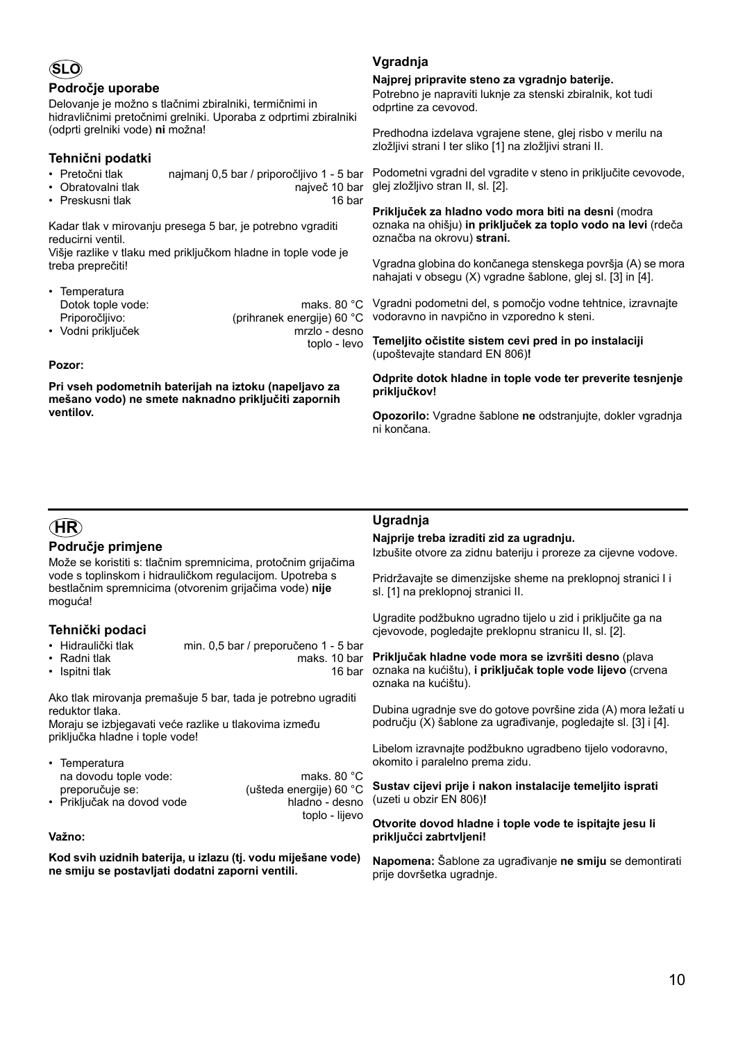# SLO

## Področje uporabe

Delovanje je možno s tlačnimi zbiralniki, termičnimi in hidravličnimi pretočnimi grelniki. Uporaba z odprtimi zbiralniki (odprti grelniki vode) **ni** možna!

## Tehnični podatki

- Pretočni tlak — najmanj 0,5 bar / priporočljivo 1 - 5 bar
- Obratovalni tlak — največ 10 bar
- Preskusni tlak — 16 bar

Kadar tlak v mirovanju presega 5 bar, je potrebno vgraditi reducirni ventil.
Višje razlike v tlaku med priključkom hladne in tople vode je treba preprečiti!

- Temperatura
  Dotok tople vode: maks. 80 °C
  Priporočljivo: (prihranek energije) 60 °C
- Vodni priključek — mrzlo - desno, toplo - levo

**Pozor:**

**Pri vseh podometnih baterijah na iztoku (napeljavo za mešano vodo) ne smete naknadno priključiti zapornih ventilov.**

## Vgradnja

**Najprej pripravite steno za vgradnjo baterije.**
Potrebno je napraviti luknje za stenski zbiralnik, kot tudi odprtine za cevovod.

Predhodna izdelava vgrajene stene, glej risbo v merilu na zložljivi strani I ter sliko [1] na zložljivi strani II.

Podometni vgradni del vgradite v steno in priključite cevovode, glej zložljivo stran II, sl. [2].

**Priključek za hladno vodo mora biti na desni** (modra oznaka na ohišju) **in priključek za toplo vodo na levi** (rdeča označba na okrovu) **strani.**

Vgradna globina do končanega stenskega površja (A) se mora nahajati v obsegu (X) vgradne šablone, glej sl. [3] in [4].

Vgradni podometni del, s pomočjo vodne tehtnice, izravnajte vodoravno in navpično in vzporedno k steni.

**Temeljito očistite sistem cevi pred in po instalaciji** (upoštevajte standard EN 806)**!**

**Odprite dotok hladne in tople vode ter preverite tesnjenje priključkov!**

**Opozorilo:** Vgradne šablone **ne** odstranjujte, dokler vgradnja ni končana.

# HR

## Područje primjene

Može se koristiti s: tlačnim spremnicima, protočnim grijačima vode s toplinskom i hidrauličkom regulacijom. Upotreba s bestlačnim spremnicima (otvorenim grijačima vode) **nije** moguća!

## Tehnički podaci

- Hidraulički tlak — min. 0,5 bar / preporučeno 1 - 5 bar
- Radni tlak — maks. 10 bar
- Ispitni tlak — 16 bar

Ako tlak mirovanja premašuje 5 bar, tada je potrebno ugraditi reduktor tlaka.
Moraju se izbjegavati veće razlike u tlakovima između priključka hladne i tople vode!

- Temperatura
  na dovodu tople vode: maks. 80 °C
  preporučuje se: (ušteda energije) 60 °C
- Priključak na dovod vode — hladno - desno, toplo - lijevo

**Važno:**

**Kod svih uzidnih baterija, u izlazu (tj. vodu miješane vode) ne smiju se postavljati dodatni zaporni ventili.**

## Ugradnja

**Najprije treba izraditi zid za ugradnju.**
Izbušite otvore za zidnu bateriju i proreze za cijevne vodove.

Pridržavajte se dimenzijske sheme na preklopnoj stranici I i sl. [1] na preklopnoj stranici II.

Ugradite podžbukno ugradno tijelo u zid i priključite ga na cjevovode, pogledajte preklopnu stranicu II, sl. [2].

**Priključak hladne vode mora se izvršiti desno** (plava oznaka na kućištu), **i priključak tople vode lijevo** (crvena oznaka na kućištu).

Dubina ugradnje sve do gotove površine zida (A) mora ležati u području (X) šablone za ugrađivanje, pogledajte sl. [3] i [4].

Libelom izravnajte podžbukno ugradbeno tijelo vodoravno, okomito i paralelno prema zidu.

**Sustav cijevi prije i nakon instalacije temeljito isprati** (uzeti u obzir EN 806)**!**

**Otvorite dovod hladne i tople vode te ispitajte jesu li priključci zabrtvljeni!**

**Napomena:** Šablone za ugrađivanje **ne smiju** se demontirati prije dovršetka ugradnje.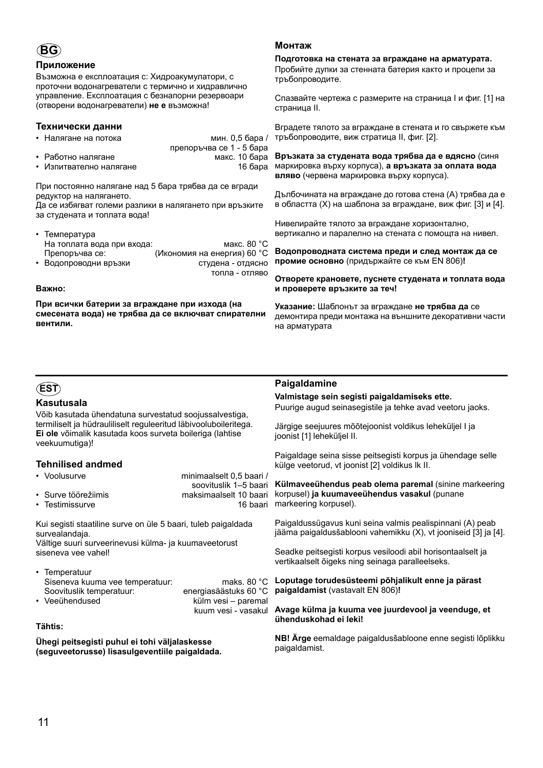# BG

## Приложение

Възможна е експлоатация с: Хидроакумулатори, с проточни водонагреватели с термично и хидравлично управление. Експлоатация с безнапорни резервоари (отворени водонагреватели) **не е** възможна!

## Технически данни

- Налягане на потока: мин. 0,5 бара / препоръчва се 1 - 5 бара
- Работно налягане: макс. 10 бара
- Изпитвателно налягане: 16 бара

При постоянно налягане над 5 бара трябва да се вгради редуктор на налягането.
Да се избягват големи разлики в налягането при връзките за студената и топлата вода!

- Температура
  На топлата вода при входа: макс. 80 °C
  Препоръчва се: (Икономия на енергия) 60 °C
- Водопроводни връзки: студена - отдясно, топла - отляво

**Важно:**

**При всички батерии за вграждане при изхода (на смесената вода) не трябва да се включват спирателни вентили.**

## Монтаж

**Подготовка на стената за вграждане на арматурата.**
Пробийте дупки за стенната батерия както и процепи за тръбопроводите.

Спазвайте чертежа с размерите на страница I и фиг. [1] на страница II.

Вградете тялото за вграждане в стената и го свържете към тръбопроводите, виж стратица II, фиг. [2].

**Връзката за студената вода трябва да е вдясно** (синя маркировка върху корпуса), **а връзката за оплата вода вляво** (червена маркировка върху корпуса).

Дълбочината на вграждане до готова стена (A) трябва да е в областта (X) на шаблона за вграждане, виж фиг. [3] и [4].

Нивелирайте тялото за вграждане хоризонтално, вертикално и паралелно на стената с помощта на нивел.

**Водопроводната система преди и след монтаж да се промие основно** (придържайте се към EN 806)**!**

**Отворете крановете, пуснете студената и топлата вода и проверете връзките за теч!**

**Указание:** Шаблонът за вграждане **не трябва да** се демонтира преди монтажа на външните декоративни части на арматурата

# EST

## Kasutusala

Võib kasutada ühendatuna survestatud soojussalvestiga, termiliselt ja hüdrauliliselt reguleeritud läbivooluboileritega. **Ei ole** võimalik kasutada koos surveta boileriga (lahtise veekuumutiga)!

## Tehnilised andmed

- Voolusurve: minimaalselt 0,5 baari / soovituslik 1–5 baari
- Surve töörežiimis: maksimaalselt 10 baari
- Testimissurve: 16 baari

Kui segisti staatiline surve on üle 5 baari, tuleb paigaldada survealandaja.
Vältige suuri surveerinevusi külma- ja kuumaveetorust siseneva vee vahel!

- Temperatuur
  Siseneva kuuma vee temperatuur: maks. 80 °C
  Soovituslik temperatuur: energiasäästuks 60 °C
- Veeühendused: külm vesi – paremal, kuum vesi - vasakul

**Tähtis:**

**Ühegi peitsegisti puhul ei tohi väljalaskesse (seguveetorusse) lisasulgeventiile paigaldada.**

## Paigaldamine

**Valmistage sein segisti paigaldamiseks ette.**
Puurige augud seinasegistile ja tehke avad veetoru jaoks.

Järgige seejuures mõõtejoonist voldikus leheküljel I ja joonist [1] leheküljel II.

Paigaldage seina sisse peitsegisti korpus ja ühendage selle külge veetorud, vt joonist [2] voldikus lk II.

**Külmaveeühendus peab olema paremal** (sinine markeering korpusel) **ja kuumaveeühendus vasakul** (punane markeering korpusel).

Paigaldussügavus kuni seina valmis pealispinnani (A) peab jääma paigaldusšablooni vahemikku (X), vt jooniseid [3] ja [4].

Seadke peitsegisti korpus vesiloodi abil horisontaalselt ja vertikaalselt õigeks ning seinaga paralleelseks.

**Loputage torudesüsteemi põhjalikult enne ja pärast paigaldamist** (vastavalt EN 806)**!**

**Avage külma ja kuuma vee juurdevool ja veenduge, et ühenduskohad ei leki!**

**NB! Ärge** eemaldage paigaldusšabloone enne segisti lõplikku paigaldamist.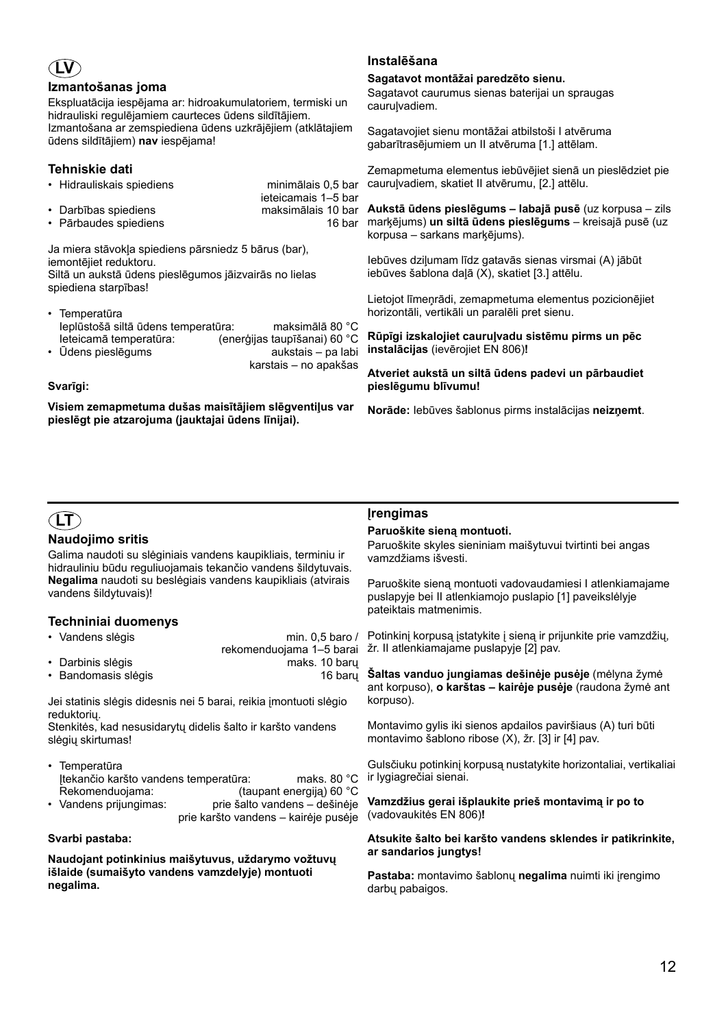# LV

## Izmantošanas joma

Ekspluatācija iespējama ar: hidroakumulatoriem, termiski un hidrauliski regulējamiem caurteces ūdens sildītājiem. Izmantošana ar zemspiediena ūdens uzkrājējiem (atklātajiem ūdens sildītājiem) **nav** iespējama!

## Tehniskie dati

- Hidrauliskais spiediens — minimālais 0,5 bar, ieteicamais 1–5 bar
- Darbības spiediens — maksimālais 10 bar
- Pārbaudes spiediens — 16 bar

Ja miera stāvokļa spiediens pārsniedz 5 bārus (bar), iemontējiet reduktoru.
Siltā un aukstā ūdens pieslēgumos jāizvairās no lielas spiediena starpības!

- Temperatūra
  Ieplūstošā siltā ūdens temperatūra: maksimālā 80 °C
  Ieteicamā temperatūra: (enerģijas taupīšanai) 60 °C
- Ūdens pieslēgums — aukstais – pa labi, karstais – no apakšas

**Svarīgi:**

**Visiem zemapmetuma dušas maisītājiem slēgventiļus var pieslēgt pie atzarojuma (jauktajai ūdens līnijai).**

## Instalēšana

**Sagatavot montāžai paredzēto sienu.**
Sagatavot caurumus sienas baterijai un spraugas cauruļvadiem.

Sagatavojiet sienu montāžai atbilstoši I atvēruma gabarītrasējumiem un II atvēruma [1.] attēlam.

Zemapmetuma elementus iebūvējiet sienā un pieslēdziet pie cauruļvadiem, skatiet II atvērumu, [2.] attēlu.

**Aukstā ūdens pieslēgums – labajā pusē** (uz korpusa – zils marķējums) **un siltā ūdens pieslēgums** – kreisajā pusē (uz korpusa – sarkans marķējums).

Iebūves dziļumam līdz gatavās sienas virsmai (A) jābūt iebūves šablona daļā (X), skatiet [3.] attēlu.

Lietojot līmeņrādi, zemapmetuma elementus pozicionējiet horizontāli, vertikāli un paralēli pret sienu.

**Rūpīgi izskalojiet cauruļvadu sistēmu pirms un pēc instalācijas** (ievērojiet EN 806)**!**

**Atveriet aukstā un siltā ūdens padevi un pārbaudiet pieslēgumu blīvumu!**

**Norāde:** Iebūves šablonus pirms instalācijas **neizņemt**.

# LT

## Naudojimo sritis

Galima naudoti su slėginiais vandens kaupikliais, terminiu ir hidrauliniu būdu reguliuojamais tekančio vandens šildytuvais. **Negalima** naudoti su beslėgiais vandens kaupikliais (atvirais vandens šildytuvais)!

## Techniniai duomenys

- Vandens slėgis — min. 0,5 baro / rekomenduojama 1–5 barai
- Darbinis slėgis — maks. 10 barų
- Bandomasis slėgis — 16 barų

Jei statinis slėgis didesnis nei 5 barai, reikia įmontuoti slėgio reduktorių.
Stenkitės, kad nesusidarytų didelis šalto ir karšto vandens slėgių skirtumas!

- Temperatūra
  Įtekančio karšto vandens temperatūra: maks. 80 °C
  Rekomenduojama: (taupant energiją) 60 °C
- Vandens prijungimas: prie šalto vandens – dešinėje, prie karšto vandens – kairėje pusėje

**Svarbi pastaba:**

**Naudojant potinkinius maišytuvus, uždarymo vožtuvų išlaide (sumaišyto vandens vamzdelyje) montuoti negalima.**

## Įrengimas

**Paruoškite sieną montuoti.**
Paruoškite skyles sieniniam maišytuvui tvirtinti bei angas vamzdžiams išvesti.

Paruoškite sieną montuoti vadovaudamiesi I atlenkiamajame puslapyje bei II atlenkiamojo puslapio [1] paveikslėlyje pateiktais matmenimis.

Potinkinį korpusą įstatykite į sieną ir prijunkite prie vamzdžių, žr. II atlenkiamajame puslapyje [2] pav.

**Šaltas vanduo jungiamas dešinėje pusėje** (mėlyna žymė ant korpuso), **o karštas – kairėje pusėje** (raudona žymė ant korpuso).

Montavimo gylis iki sienos apdailos paviršiaus (A) turi būti montavimo šablono ribose (X), žr. [3] ir [4] pav.

Gulsčiuku potinkinį korpusą nustatykite horizontaliai, vertikaliai ir lygiagrečiai sienai.

**Vamzdžius gerai išplaukite prieš montavimą ir po to** (vadovaukitės EN 806)**!**

**Atsukite šalto bei karšto vandens sklendes ir patikrinkite, ar sandarios jungtys!**

**Pastaba:** montavimo šablonų **negalima** nuimti iki įrengimo darbų pabaigos.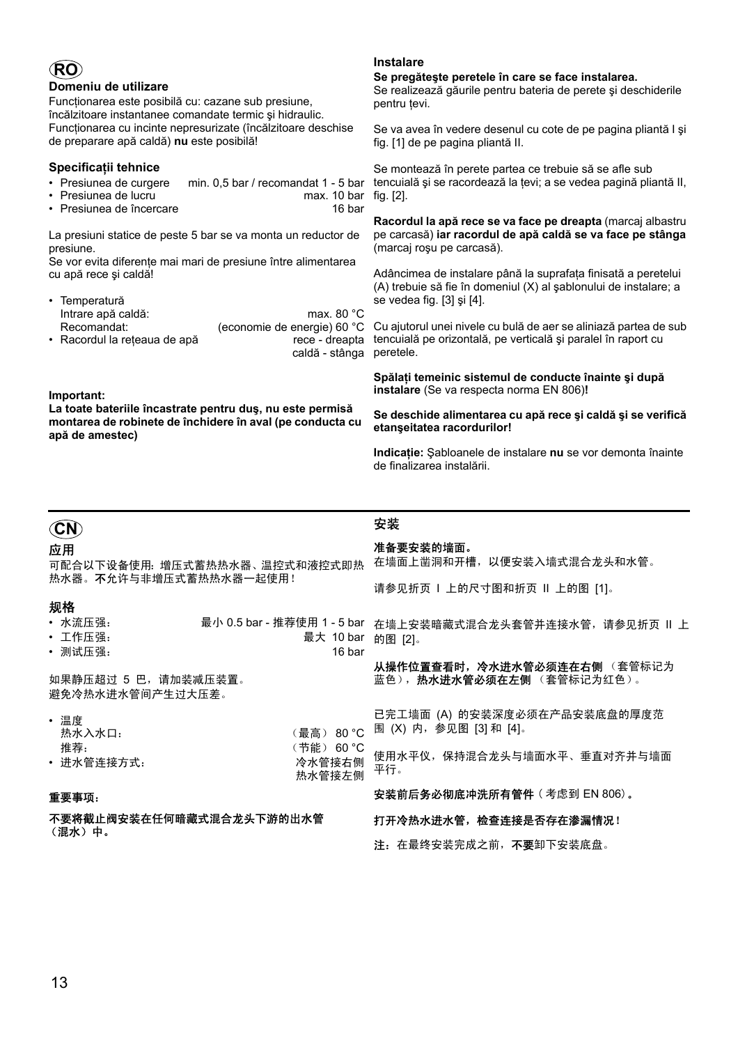# RO

## Domeniu de utilizare

Funcționarea este posibilă cu: cazane sub presiune, încălzitoare instantanee comandate termic şi hidraulic. Funcționarea cu incinte nepresurizate (încălzitoare deschise de preparare apă caldă) **nu** este posibilă!

## Specificații tehnice

| | |
|---|---|
| • Presiunea de curgere | min. 0,5 bar / recomandat 1 - 5 bar |
| • Presiunea de lucru | max. 10 bar |
| • Presiunea de încercare | 16 bar |

La presiuni statice de peste 5 bar se va monta un reductor de presiune.
Se vor evita diferențe mai mari de presiune între alimentarea cu apă rece şi caldă!

| | |
|---|---|
| • Temperatură | |
| Intrare apă caldă: | max. 80 °C |
| Recomandat: | (economie de energie) 60 °C |
| • Racordul la rețeaua de apă | rece - dreapta<br>caldă - stânga |

**Important:**

**La toate bateriile încastrate pentru duş, nu este permisă montarea de robinete de închidere în aval (pe conducta cu apă de amestec)**

## Instalare

**Se pregăteşte peretele în care se face instalarea.**
Se realizează găurile pentru bateria de perete şi deschiderile pentru țevi.

Se va avea în vedere desenul cu cote de pe pagina pliantă I şi fig. [1] de pe pagina pliantă II.

Se montează în perete partea ce trebuie să se afle sub tencuială şi se racordează la țevi; a se vedea pagină pliantă II, fig. [2].

**Racordul la apă rece se va face pe dreapta** (marcaj albastru pe carcasă) **iar racordul de apă caldă se va face pe stânga** (marcaj roşu pe carcasă).

Adâncimea de instalare până la suprafața finisată a peretelui (A) trebuie să fie în domeniul (X) al şablonului de instalare; a se vedea fig. [3] şi [4].

Cu ajutorul unei nivele cu bulă de aer se aliniază partea de sub tencuială pe orizontală, pe verticală şi paralel în raport cu peretele.

**Spălați temeinic sistemul de conducte înainte şi după instalare** (Se va respecta norma EN 806)**!**

**Se deschide alimentarea cu apă rece şi caldă şi se verifică etanşeitatea racordurilor!**

**Indicație:** Şabloanele de instalare **nu** se vor demonta înainte de finalizarea instalării.

# CN

## 应用

可配合以下设备使用：增压式蓄热热水器、温控式和液控式即热热水器。**不**允许与非增压式蓄热热水器一起使用！

## 规格

| | |
|---|---|
| • 水流压强： | 最小 0.5 bar - 推荐使用 1 - 5 bar |
| • 工作压强： | 最大 10 bar |
| • 测试压强： | 16 bar |

如果静压超过 5 巴，请加装减压装置。
避免冷热水进水管间产生过大压差。

| | |
|---|---|
| • 温度 | |
| 热水入水口： | （最高） 80 °C |
| 推荐： | （节能） 60 °C |
| • 进水管连接方式： | 冷水管接右侧<br>热水管接左侧 |

**重要事项：**

**不要将截止阀安装在任何暗藏式混合龙头下游的出水管（混水）中。**

## 安装

**准备要安装的墙面。**
在墙面上凿洞和开槽，以便安装入墙式混合龙头和水管。

请参见折页 I 上的尺寸图和折页 II 上的图 [1]。

在墙上安装暗藏式混合龙头套管并连接水管，请参见折页 II 上的图 [2]。

**从操作位置查看时，冷水进水管必须连在右侧**（套管标记为蓝色），**热水进水管必须在左侧**（套管标记为红色）。

已完工墙面 (A) 的安装深度必须在产品安装底盘的厚度范围 (X) 内，参见图 [3] 和 [4]。

使用水平仪，保持混合龙头与墙面水平、垂直对齐并与墙面平行。

**安装前后务必彻底冲洗所有管件**（考虑到 EN 806）**。**

**打开冷热水进水管，检查连接是否存在渗漏情况！**

**注：**在最终安装完成之前，**不要**卸下安装底盘。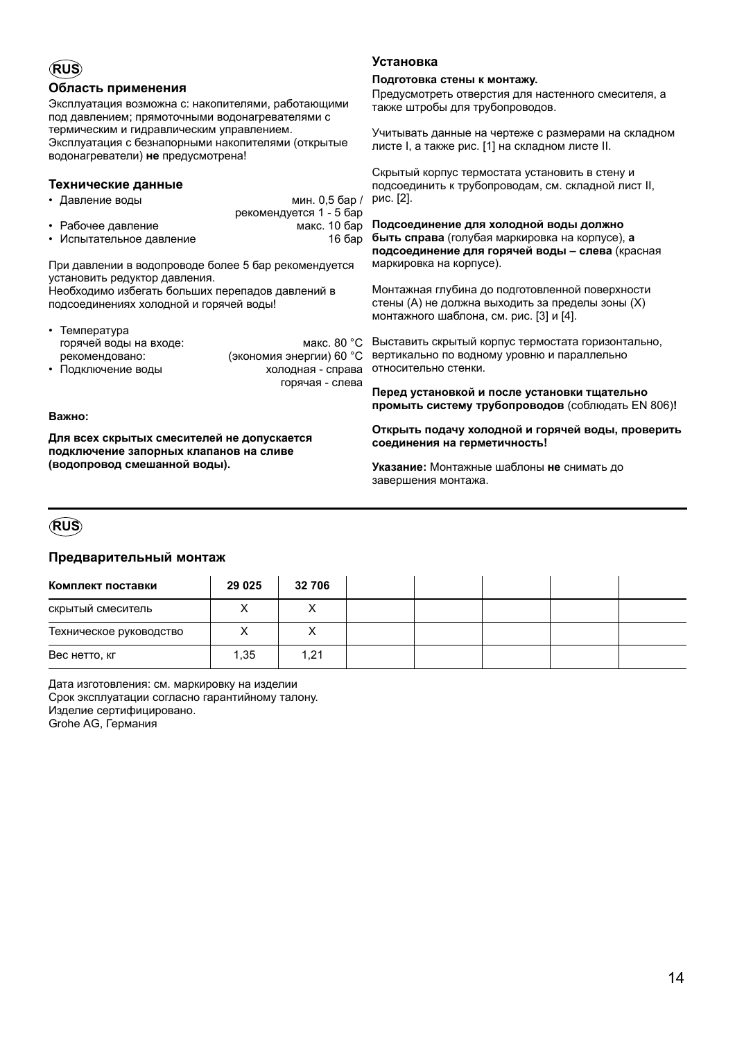RUS

## Область применения

Эксплуатация возможна с: накопителями, работающими под давлением; прямоточными водонагревателями с термическим и гидравлическим управлением. Эксплуатация с безнапорными накопителями (открытые водонагреватели) **не** предусмотрена!

## Технические данные

- Давление воды — мин. 0,5 бар / рекомендуется 1 - 5 бар
- Рабочее давление — макс. 10 бар
- Испытательное давление — 16 бар

При давлении в водопроводе более 5 бар рекомендуется установить редуктор давления.
Необходимо избегать больших перепадов давлений в подсоединениях холодной и горячей воды!

- Температура горячей воды на входе: макс. 80 °C
  рекомендовано: (экономия энергии) 60 °C
- Подключение воды — холодная - справа, горячая - слева

**Важно:**

**Для всех скрытых смесителей не допускается подключение запорных клапанов на сливе (водопровод смешанной воды).**

## Установка

**Подготовка стены к монтажу.**

Предусмотреть отверстия для настенного смесителя, а также штробы для трубопроводов.

Учитывать данные на чертеже с размерами на складном листе I, а также рис. [1] на складном листе II.

Скрытый корпус термостата установить в стену и подсоединить к трубопроводам, см. складной лист II, рис. [2].

**Подсоединение для холодной воды должно быть справа** (голубая маркировка на корпусе), **а подсоединение для горячей воды – слева** (красная маркировка на корпусе).

Монтажная глубина до подготовленной поверхности стены (A) не должна выходить за пределы зоны (X) монтажного шаблона, см. рис. [3] и [4].

Выставить скрытый корпус термостата горизонтально, вертикально по водному уровню и параллельно относительно стенки.

**Перед установкой и после установки тщательно промыть систему трубопроводов** (соблюдать EN 806)**!**

**Открыть подачу холодной и горячей воды, проверить соединения на герметичность!**

**Указание:** Монтажные шаблоны **не** снимать до завершения монтажа.

RUS

## Предварительный монтаж

| Комплект поставки | 29 025 | 32 706 | | | | | |
|---|---|---|---|---|---|---|---|
| скрытый смеситель | X | X | | | | | |
| Техническое руководство | X | X | | | | | |
| Вес нетто, кг | 1,35 | 1,21 | | | | | |

Дата изготовления: см. маркировку на изделии
Срок эксплуатации согласно гарантийному талону.
Изделие сертифицировано.
Grohe AG, Германия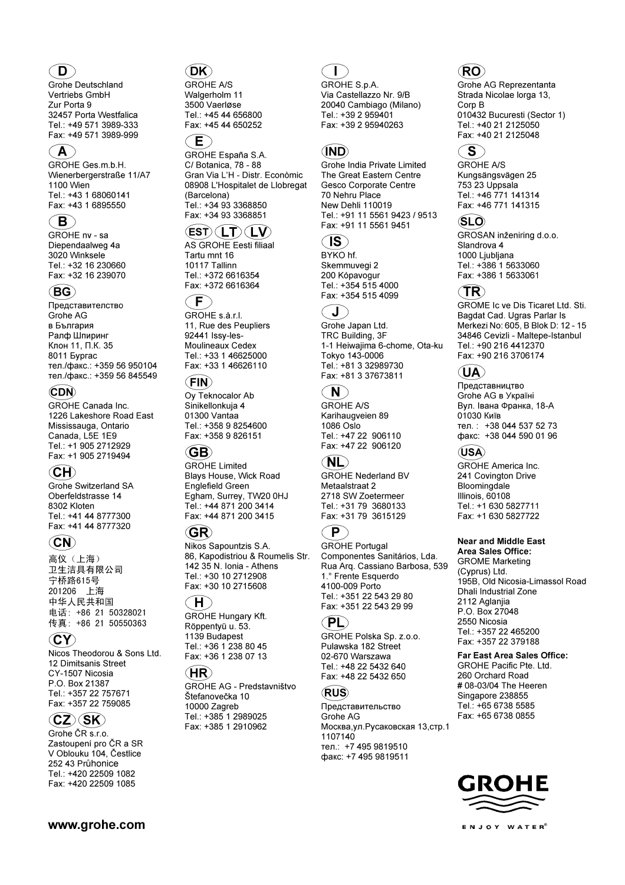**D**

Grohe Deutschland
Vertriebs GmbH
Zur Porta 9
32457 Porta Westfalica
Tel.: +49 571 3989-333
Fax: +49 571 3989-999

**A**

GROHE Ges.m.b.H.
Wienerbergerstraße 11/A7
1100 Wien
Tel.: +43 1 68060141
Fax: +43 1 6895550

**B**

GROHE nv - sa
Diependaalweg 4a
3020 Winksele
Tel.: +32 16 230660
Fax: +32 16 239070

**BG**

Представителство
Grohe AG
в България
Ралф Шпиринг
Клон 11, П.К. 35
8011 Бургас
тел./факс.: +359 56 950104
тел./факс.: +359 56 845549

**CDN**

GROHE Canada Inc.
1226 Lakeshore Road East
Mississauga, Ontario
Canada, L5E 1E9
Tel.: +1 905 2712929
Fax: +1 905 2719494

**CH**

Grohe Switzerland SA
Oberfeldstrasse 14
8302 Kloten
Tel.: +41 44 8777300
Fax: +41 44 8777320

**CN**

高仪（上海）
卫生洁具有限公司
宁桥路615号
201206 上海
中华人民共和国
电话：+86 21 50328021
传真：+86 21 50550363

**CY**

Nicos Theodorou & Sons Ltd.
12 Dimitsanis Street
CY-1507 Nicosia
P.O. Box 21387
Tel.: +357 22 757671
Fax: +357 22 759085

**CZ SK**

Grohe ČR s.r.o.
Zastoupení pro ČR a SR
V Oblouku 104, Čestlice
252 43 Průhonice
Tel.: +420 22509 1082
Fax: +420 22509 1085

**DK**

GROHE A/S
Walgerholm 11
3500 Vaerløse
Tel.: +45 44 656800
Fax: +45 44 650252

**E**

GROHE España S.A.
C/ Botanica, 78 - 88
Gran Via L'H - Distr. Econòmic
08908 L'Hospitalet de Llobregat
(Barcelona)
Tel.: +34 93 3368850
Fax: +34 93 3368851

**EST LT LV**

AS GROHE Eesti filiaal
Tartu mnt 16
10117 Tallinn
Tel.: +372 6616354
Fax: +372 6616364

**F**

GROHE s.à.r.l.
11, Rue des Peupliers
92441 Issy-les-
Moulineaux Cedex
Tel.: +33 1 46625000
Fax: +33 1 46626110

**FIN**

Oy Teknocalor Ab
Sinikellonkuja 4
01300 Vantaa
Tel.: +358 9 8254600
Fax: +358 9 826151

**GB**

GROHE Limited
Blays House, Wick Road
Englefield Green
Egham, Surrey, TW20 0HJ
Tel.: +44 871 200 3414
Fax: +44 871 200 3415

**GR**

Nikos Sapountzis S.A.
86, Kapodistriou & Roumelis Str.
142 35 N. Ionia - Athens
Tel.: +30 10 2712908
Fax: +30 10 2715608

**H**

GROHE Hungary Kft.
Röppentyü u. 53.
1139 Budapest
Tel.: +36 1 238 80 45
Fax: +36 1 238 07 13

**HR**

GROHE AG - Predstavništvo
Štefanovečka 10
10000 Zagreb
Tel.: +385 1 2989025
Fax: +385 1 2910962

**I**

GROHE S.p.A.
Via Castellazzo Nr. 9/B
20040 Cambiago (Milano)
Tel.: +39 2 959401
Fax: +39 2 95940263

**IND**

Grohe India Private Limited
The Great Eastern Centre
Gesco Corporate Centre
70 Nehru Place
New Dehli 110019
Tel.: +91 11 5561 9423 / 9513
Fax: +91 11 5561 9451

**IS**

BYKO hf.
Skemmuvegi 2
200 Kópavogur
Tel.: +354 515 4000
Fax: +354 515 4099

**J**

Grohe Japan Ltd.
TRC Building, 3F
1-1 Heiwajima 6-chome, Ota-ku
Tokyo 143-0006
Tel.: +81 3 32989730
Fax: +81 3 37673811

**N**

GROHE A/S
Karihaugveien 89
1086 Oslo
Tel.: +47 22 906110
Fax: +47 22 906120

**NL**

GROHE Nederland BV
Metaalstraat 2
2718 SW Zoetermeer
Tel.: +31 79 3680133
Fax: +31 79 3615129

**P**

GROHE Portugal
Componentes Sanitários, Lda.
Rua Arq. Cassiano Barbosa, 539
1.° Frente Esquerdo
4100-009 Porto
Tel.: +351 22 543 29 80
Fax: +351 22 543 29 99

**PL**

GROHE Polska Sp. z.o.o.
Pulawska 182 Street
02-670 Warszawa
Tel.: +48 22 5432 640
Fax: +48 22 5432 650

**RUS**

Представительство
Grohe AG
Москва,ул.Русаковская 13,стр.1
1107140
тел.: +7 495 9819510
факс: +7 495 9819511

**RO**

Grohe AG Reprezentanta
Strada Nicolae Iorga 13,
Corp B
010432 Bucuresti (Sector 1)
Tel.: +40 21 2125050
Fax: +40 21 2125048

**S**

GROHE A/S
Kungsängsvägen 25
753 23 Uppsala
Tel.: +46 771 141314
Fax: +46 771 141315

**SLO**

GROSAN inženiring d.o.o.
Slandrova 4
1000 Ljubljana
Tel.: +386 1 5633060
Fax: +386 1 5633061

**TR**

GROME Ic ve Dis Ticaret Ltd. Sti.
Bagdat Cad. Ugras Parlar Is
Merkezi No: 605, B Blok D: 12 - 15
34846 Cevizli - Maltepe-Istanbul
Tel.: +90 216 4412370
Fax: +90 216 3706174

**UA**

Представництво
Grohe AG в Україні
Вул. Івана Франка, 18-А
01030 Київ
тел. : +38 044 537 52 73
факс: +38 044 590 01 96

**USA**

GROHE America Inc.
241 Covington Drive
Bloomingdale
Illinois, 60108
Tel.: +1 630 5827711
Fax: +1 630 5827722

**Near and Middle East Area Sales Office:**
GROME Marketing
(Cyprus) Ltd.
195B, Old Nicosia-Limassol Road
Dhali Industrial Zone
2112 Aglanjia
P.O. Box 27048
2550 Nicosia
Tel.: +357 22 465200
Fax: +357 22 379188

**Far East Area Sales Office:**
GROHE Pacific Pte. Ltd.
260 Orchard Road
# 08-03/04 The Heeren
Singapore 238855
Tel.: +65 6738 5585
Fax: +65 6738 0855

**www.grohe.com**

GROHE
ENJOY WATER®